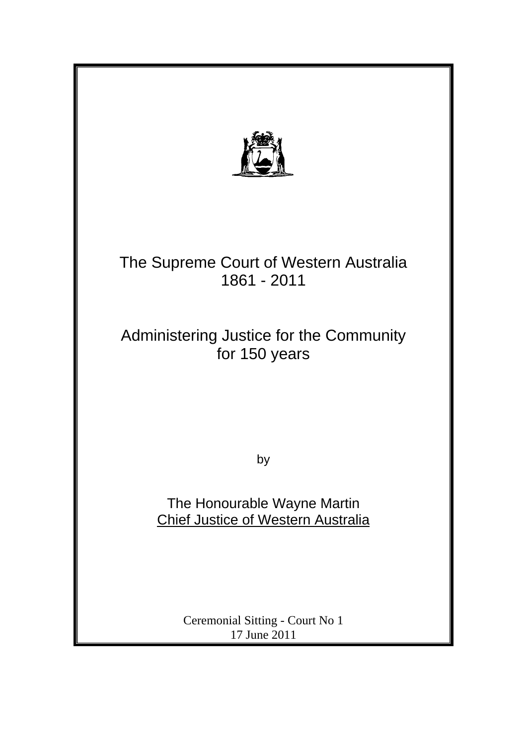# The Supreme Court of Western Australia
# 1861 - 2011

## Administering Justice for the Community for 150 years

by

The Honourable Wayne Martin
Chief Justice of Western Australia

Ceremonial Sitting - Court No 1
17 June 2011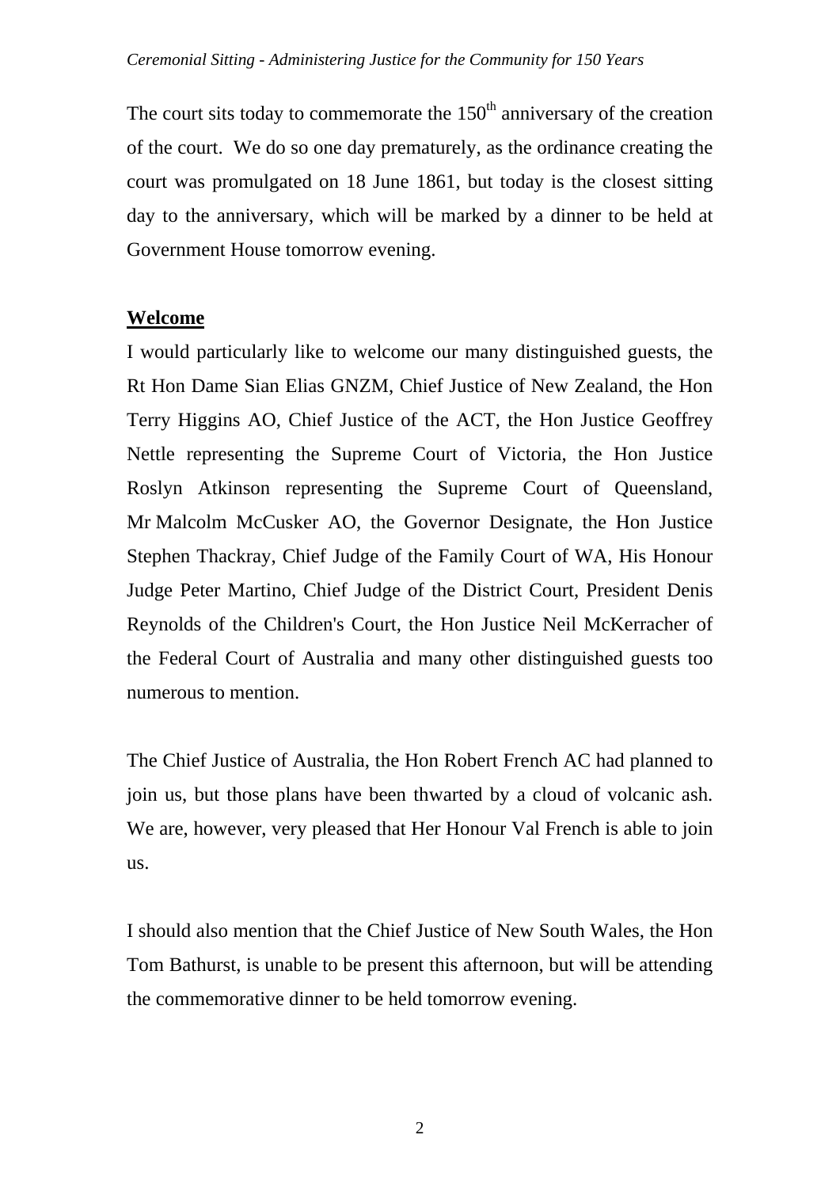The court sits today to commemorate the 150th anniversary of the creation of the court. We do so one day prematurely, as the ordinance creating the court was promulgated on 18 June 1861, but today is the closest sitting day to the anniversary, which will be marked by a dinner to be held at Government House tomorrow evening.

**Welcome**

I would particularly like to welcome our many distinguished guests, the Rt Hon Dame Sian Elias GNZM, Chief Justice of New Zealand, the Hon Terry Higgins AO, Chief Justice of the ACT, the Hon Justice Geoffrey Nettle representing the Supreme Court of Victoria, the Hon Justice Roslyn Atkinson representing the Supreme Court of Queensland, Mr Malcolm McCusker AO, the Governor Designate, the Hon Justice Stephen Thackray, Chief Judge of the Family Court of WA, His Honour Judge Peter Martino, Chief Judge of the District Court, President Denis Reynolds of the Children's Court, the Hon Justice Neil McKerracher of the Federal Court of Australia and many other distinguished guests too numerous to mention.

The Chief Justice of Australia, the Hon Robert French AC had planned to join us, but those plans have been thwarted by a cloud of volcanic ash. We are, however, very pleased that Her Honour Val French is able to join us.

I should also mention that the Chief Justice of New South Wales, the Hon Tom Bathurst, is unable to be present this afternoon, but will be attending the commemorative dinner to be held tomorrow evening.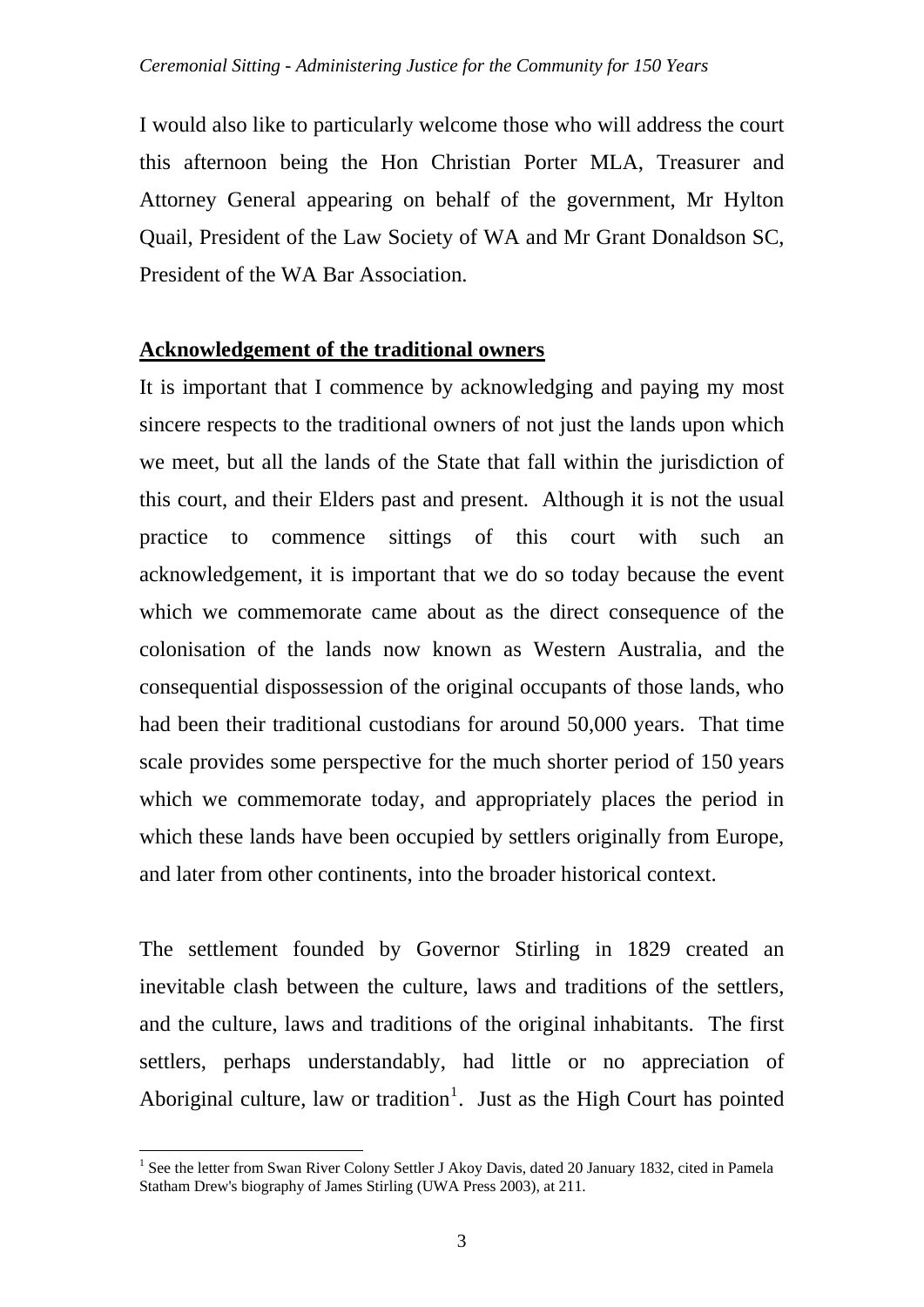I would also like to particularly welcome those who will address the court this afternoon being the Hon Christian Porter MLA, Treasurer and Attorney General appearing on behalf of the government, Mr Hylton Quail, President of the Law Society of WA and Mr Grant Donaldson SC, President of the WA Bar Association.

## Acknowledgement of the traditional owners

It is important that I commence by acknowledging and paying my most sincere respects to the traditional owners of not just the lands upon which we meet, but all the lands of the State that fall within the jurisdiction of this court, and their Elders past and present. Although it is not the usual practice to commence sittings of this court with such an acknowledgement, it is important that we do so today because the event which we commemorate came about as the direct consequence of the colonisation of the lands now known as Western Australia, and the consequential dispossession of the original occupants of those lands, who had been their traditional custodians for around 50,000 years. That time scale provides some perspective for the much shorter period of 150 years which we commemorate today, and appropriately places the period in which these lands have been occupied by settlers originally from Europe, and later from other continents, into the broader historical context.

The settlement founded by Governor Stirling in 1829 created an inevitable clash between the culture, laws and traditions of the settlers, and the culture, laws and traditions of the original inhabitants. The first settlers, perhaps understandably, had little or no appreciation of Aboriginal culture, law or tradition[1]. Just as the High Court has pointed

[1] See the letter from Swan River Colony Settler J Akoy Davis, dated 20 January 1832, cited in Pamela Statham Drew's biography of James Stirling (UWA Press 2003), at 211.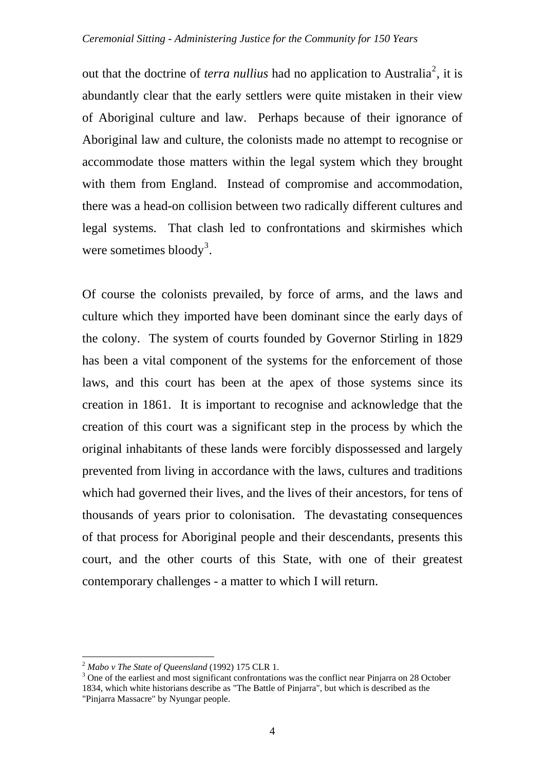out that the doctrine of *terra nullius* had no application to Australia[2], it is abundantly clear that the early settlers were quite mistaken in their view of Aboriginal culture and law. Perhaps because of their ignorance of Aboriginal law and culture, the colonists made no attempt to recognise or accommodate those matters within the legal system which they brought with them from England. Instead of compromise and accommodation, there was a head-on collision between two radically different cultures and legal systems. That clash led to confrontations and skirmishes which were sometimes bloody[3].

Of course the colonists prevailed, by force of arms, and the laws and culture which they imported have been dominant since the early days of the colony. The system of courts founded by Governor Stirling in 1829 has been a vital component of the systems for the enforcement of those laws, and this court has been at the apex of those systems since its creation in 1861. It is important to recognise and acknowledge that the creation of this court was a significant step in the process by which the original inhabitants of these lands were forcibly dispossessed and largely prevented from living in accordance with the laws, cultures and traditions which had governed their lives, and the lives of their ancestors, for tens of thousands of years prior to colonisation. The devastating consequences of that process for Aboriginal people and their descendants, presents this court, and the other courts of this State, with one of their greatest contemporary challenges - a matter to which I will return.

---

[2] *Mabo v The State of Queensland* (1992) 175 CLR 1.

[3] One of the earliest and most significant confrontations was the conflict near Pinjarra on 28 October 1834, which white historians describe as "The Battle of Pinjarra", but which is described as the "Pinjarra Massacre" by Nyungar people.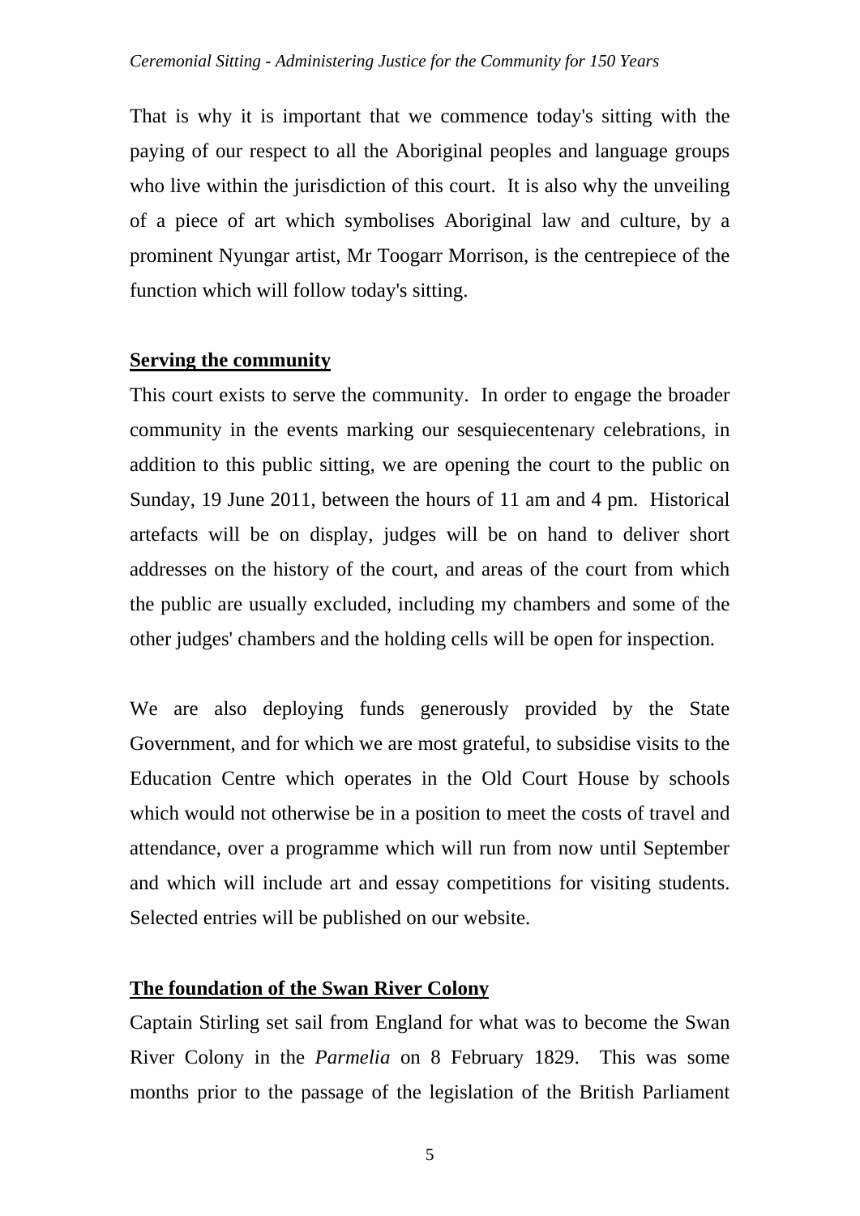That is why it is important that we commence today's sitting with the paying of our respect to all the Aboriginal peoples and language groups who live within the jurisdiction of this court. It is also why the unveiling of a piece of art which symbolises Aboriginal law and culture, by a prominent Nyungar artist, Mr Toogarr Morrison, is the centrepiece of the function which will follow today's sitting.

## Serving the community

This court exists to serve the community. In order to engage the broader community in the events marking our sesquiecentenary celebrations, in addition to this public sitting, we are opening the court to the public on Sunday, 19 June 2011, between the hours of 11 am and 4 pm. Historical artefacts will be on display, judges will be on hand to deliver short addresses on the history of the court, and areas of the court from which the public are usually excluded, including my chambers and some of the other judges' chambers and the holding cells will be open for inspection.

We are also deploying funds generously provided by the State Government, and for which we are most grateful, to subsidise visits to the Education Centre which operates in the Old Court House by schools which would not otherwise be in a position to meet the costs of travel and attendance, over a programme which will run from now until September and which will include art and essay competitions for visiting students. Selected entries will be published on our website.

## The foundation of the Swan River Colony

Captain Stirling set sail from England for what was to become the Swan River Colony in the *Parmelia* on 8 February 1829. This was some months prior to the passage of the legislation of the British Parliament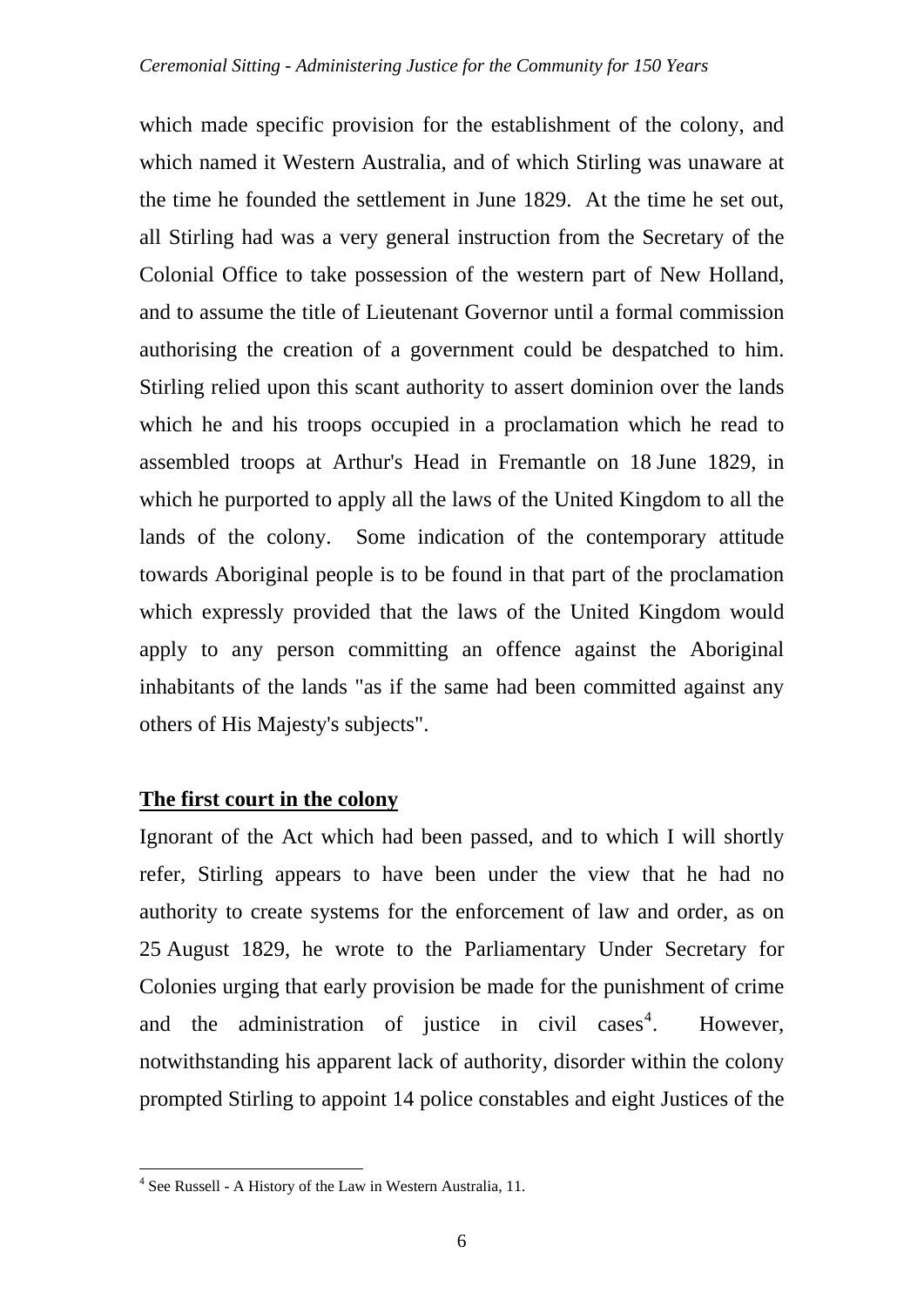which made specific provision for the establishment of the colony, and which named it Western Australia, and of which Stirling was unaware at the time he founded the settlement in June 1829. At the time he set out, all Stirling had was a very general instruction from the Secretary of the Colonial Office to take possession of the western part of New Holland, and to assume the title of Lieutenant Governor until a formal commission authorising the creation of a government could be despatched to him. Stirling relied upon this scant authority to assert dominion over the lands which he and his troops occupied in a proclamation which he read to assembled troops at Arthur's Head in Fremantle on 18 June 1829, in which he purported to apply all the laws of the United Kingdom to all the lands of the colony. Some indication of the contemporary attitude towards Aboriginal people is to be found in that part of the proclamation which expressly provided that the laws of the United Kingdom would apply to any person committing an offence against the Aboriginal inhabitants of the lands "as if the same had been committed against any others of His Majesty's subjects".

**The first court in the colony**

Ignorant of the Act which had been passed, and to which I will shortly refer, Stirling appears to have been under the view that he had no authority to create systems for the enforcement of law and order, as on 25 August 1829, he wrote to the Parliamentary Under Secretary for Colonies urging that early provision be made for the punishment of crime and the administration of justice in civil cases[4]. However, notwithstanding his apparent lack of authority, disorder within the colony prompted Stirling to appoint 14 police constables and eight Justices of the

[4] See Russell - A History of the Law in Western Australia, 11.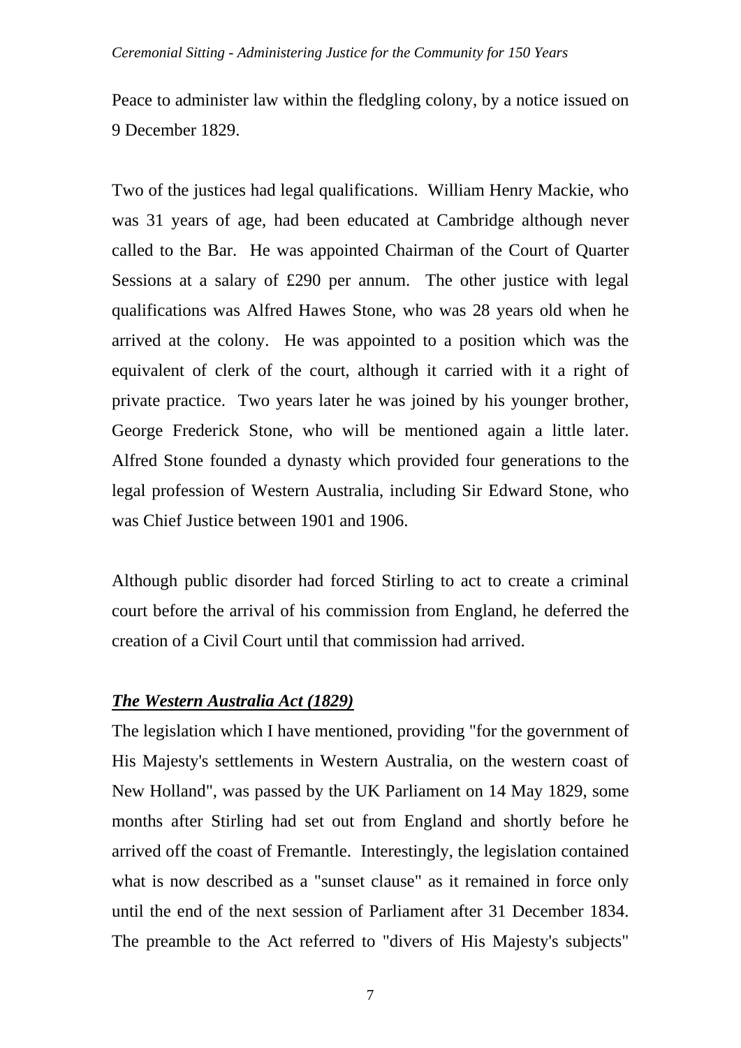Peace to administer law within the fledgling colony, by a notice issued on 9 December 1829.

Two of the justices had legal qualifications. William Henry Mackie, who was 31 years of age, had been educated at Cambridge although never called to the Bar. He was appointed Chairman of the Court of Quarter Sessions at a salary of £290 per annum. The other justice with legal qualifications was Alfred Hawes Stone, who was 28 years old when he arrived at the colony. He was appointed to a position which was the equivalent of clerk of the court, although it carried with it a right of private practice. Two years later he was joined by his younger brother, George Frederick Stone, who will be mentioned again a little later. Alfred Stone founded a dynasty which provided four generations to the legal profession of Western Australia, including Sir Edward Stone, who was Chief Justice between 1901 and 1906.

Although public disorder had forced Stirling to act to create a criminal court before the arrival of his commission from England, he deferred the creation of a Civil Court until that commission had arrived.

### ***The Western Australia Act (1829)***

The legislation which I have mentioned, providing "for the government of His Majesty's settlements in Western Australia, on the western coast of New Holland", was passed by the UK Parliament on 14 May 1829, some months after Stirling had set out from England and shortly before he arrived off the coast of Fremantle. Interestingly, the legislation contained what is now described as a "sunset clause" as it remained in force only until the end of the next session of Parliament after 31 December 1834. The preamble to the Act referred to "divers of His Majesty's subjects"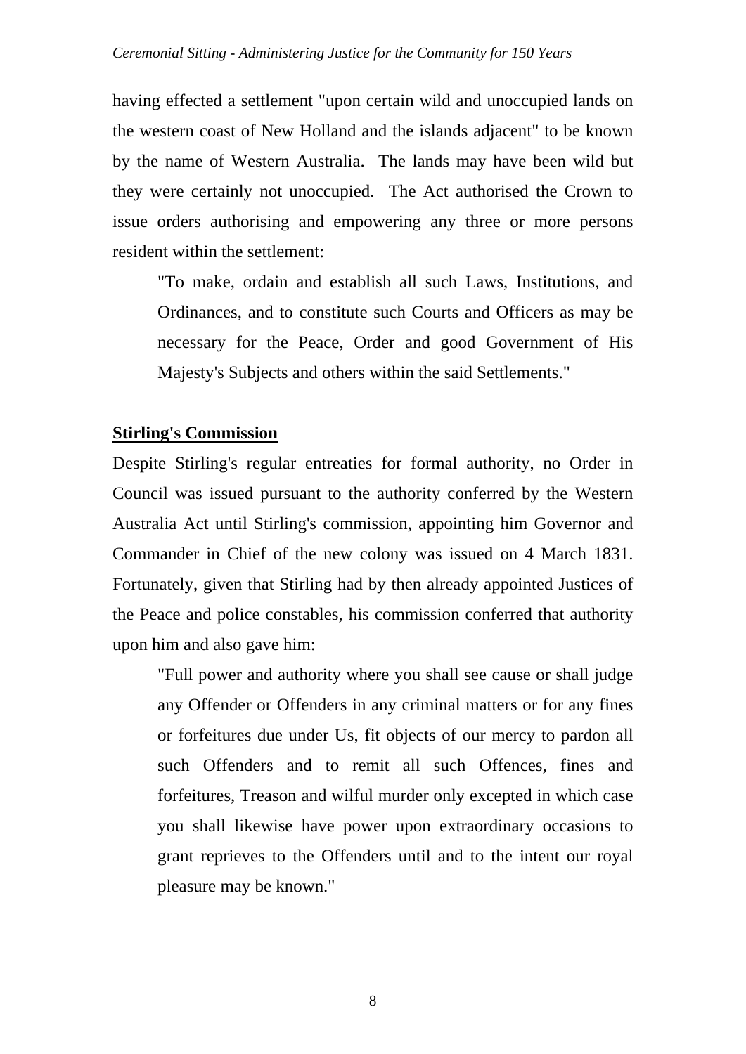having effected a settlement "upon certain wild and unoccupied lands on the western coast of New Holland and the islands adjacent" to be known by the name of Western Australia. The lands may have been wild but they were certainly not unoccupied. The Act authorised the Crown to issue orders authorising and empowering any three or more persons resident within the settlement:

> "To make, ordain and establish all such Laws, Institutions, and Ordinances, and to constitute such Courts and Officers as may be necessary for the Peace, Order and good Government of His Majesty's Subjects and others within the said Settlements."

## Stirling's Commission

Despite Stirling's regular entreaties for formal authority, no Order in Council was issued pursuant to the authority conferred by the Western Australia Act until Stirling's commission, appointing him Governor and Commander in Chief of the new colony was issued on 4 March 1831. Fortunately, given that Stirling had by then already appointed Justices of the Peace and police constables, his commission conferred that authority upon him and also gave him:

> "Full power and authority where you shall see cause or shall judge any Offender or Offenders in any criminal matters or for any fines or forfeitures due under Us, fit objects of our mercy to pardon all such Offenders and to remit all such Offences, fines and forfeitures, Treason and wilful murder only excepted in which case you shall likewise have power upon extraordinary occasions to grant reprieves to the Offenders until and to the intent our royal pleasure may be known."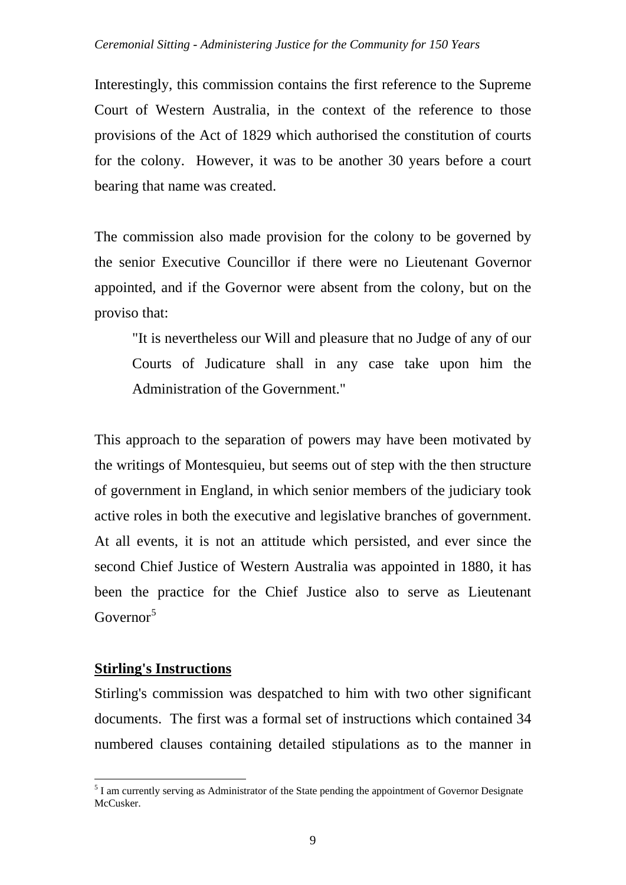Interestingly, this commission contains the first reference to the Supreme Court of Western Australia, in the context of the reference to those provisions of the Act of 1829 which authorised the constitution of courts for the colony. However, it was to be another 30 years before a court bearing that name was created.

The commission also made provision for the colony to be governed by the senior Executive Councillor if there were no Lieutenant Governor appointed, and if the Governor were absent from the colony, but on the proviso that:

> "It is nevertheless our Will and pleasure that no Judge of any of our Courts of Judicature shall in any case take upon him the Administration of the Government."

This approach to the separation of powers may have been motivated by the writings of Montesquieu, but seems out of step with the then structure of government in England, in which senior members of the judiciary took active roles in both the executive and legislative branches of government. At all events, it is not an attitude which persisted, and ever since the second Chief Justice of Western Australia was appointed in 1880, it has been the practice for the Chief Justice also to serve as Lieutenant Governor[5]

**Stirling's Instructions**

Stirling's commission was despatched to him with two other significant documents. The first was a formal set of instructions which contained 34 numbered clauses containing detailed stipulations as to the manner in

[5] I am currently serving as Administrator of the State pending the appointment of Governor Designate McCusker.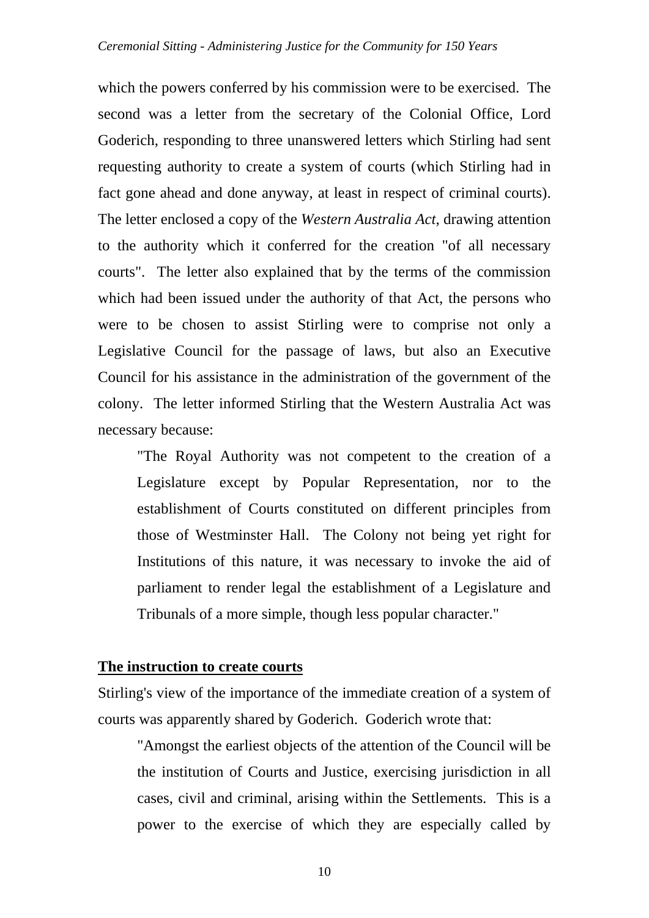which the powers conferred by his commission were to be exercised. The second was a letter from the secretary of the Colonial Office, Lord Goderich, responding to three unanswered letters which Stirling had sent requesting authority to create a system of courts (which Stirling had in fact gone ahead and done anyway, at least in respect of criminal courts). The letter enclosed a copy of the *Western Australia Act*, drawing attention to the authority which it conferred for the creation "of all necessary courts". The letter also explained that by the terms of the commission which had been issued under the authority of that Act, the persons who were to be chosen to assist Stirling were to comprise not only a Legislative Council for the passage of laws, but also an Executive Council for his assistance in the administration of the government of the colony. The letter informed Stirling that the Western Australia Act was necessary because:

> "The Royal Authority was not competent to the creation of a Legislature except by Popular Representation, nor to the establishment of Courts constituted on different principles from those of Westminster Hall. The Colony not being yet right for Institutions of this nature, it was necessary to invoke the aid of parliament to render legal the establishment of a Legislature and Tribunals of a more simple, though less popular character."

**<u>The instruction to create courts</u>**

Stirling's view of the importance of the immediate creation of a system of courts was apparently shared by Goderich. Goderich wrote that:

> "Amongst the earliest objects of the attention of the Council will be the institution of Courts and Justice, exercising jurisdiction in all cases, civil and criminal, arising within the Settlements. This is a power to the exercise of which they are especially called by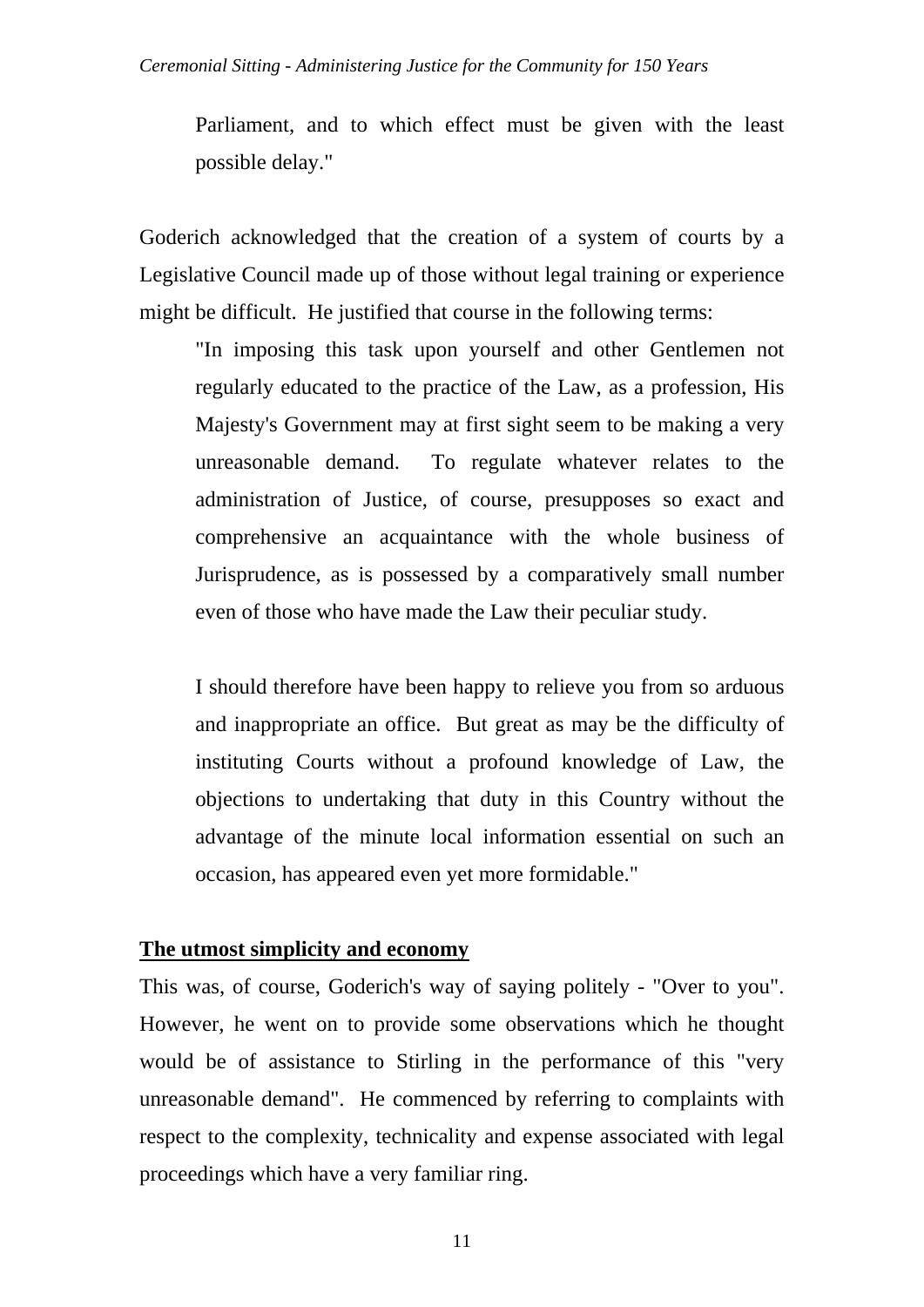> Parliament, and to which effect must be given with the least possible delay."

Goderich acknowledged that the creation of a system of courts by a Legislative Council made up of those without legal training or experience might be difficult. He justified that course in the following terms:

> "In imposing this task upon yourself and other Gentlemen not regularly educated to the practice of the Law, as a profession, His Majesty's Government may at first sight seem to be making a very unreasonable demand. To regulate whatever relates to the administration of Justice, of course, presupposes so exact and comprehensive an acquaintance with the whole business of Jurisprudence, as is possessed by a comparatively small number even of those who have made the Law their peculiar study.
>
> I should therefore have been happy to relieve you from so arduous and inappropriate an office. But great as may be the difficulty of instituting Courts without a profound knowledge of Law, the objections to undertaking that duty in this Country without the advantage of the minute local information essential on such an occasion, has appeared even yet more formidable."

## The utmost simplicity and economy

This was, of course, Goderich's way of saying politely - "Over to you". However, he went on to provide some observations which he thought would be of assistance to Stirling in the performance of this "very unreasonable demand". He commenced by referring to complaints with respect to the complexity, technicality and expense associated with legal proceedings which have a very familiar ring.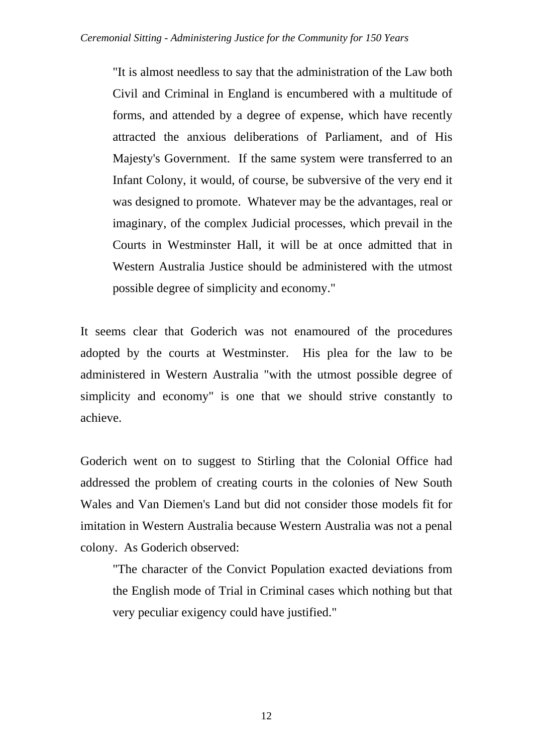> "It is almost needless to say that the administration of the Law both Civil and Criminal in England is encumbered with a multitude of forms, and attended by a degree of expense, which have recently attracted the anxious deliberations of Parliament, and of His Majesty's Government. If the same system were transferred to an Infant Colony, it would, of course, be subversive of the very end it was designed to promote. Whatever may be the advantages, real or imaginary, of the complex Judicial processes, which prevail in the Courts in Westminster Hall, it will be at once admitted that in Western Australia Justice should be administered with the utmost possible degree of simplicity and economy."

It seems clear that Goderich was not enamoured of the procedures adopted by the courts at Westminster. His plea for the law to be administered in Western Australia "with the utmost possible degree of simplicity and economy" is one that we should strive constantly to achieve.

Goderich went on to suggest to Stirling that the Colonial Office had addressed the problem of creating courts in the colonies of New South Wales and Van Diemen's Land but did not consider those models fit for imitation in Western Australia because Western Australia was not a penal colony. As Goderich observed:

> "The character of the Convict Population exacted deviations from the English mode of Trial in Criminal cases which nothing but that very peculiar exigency could have justified."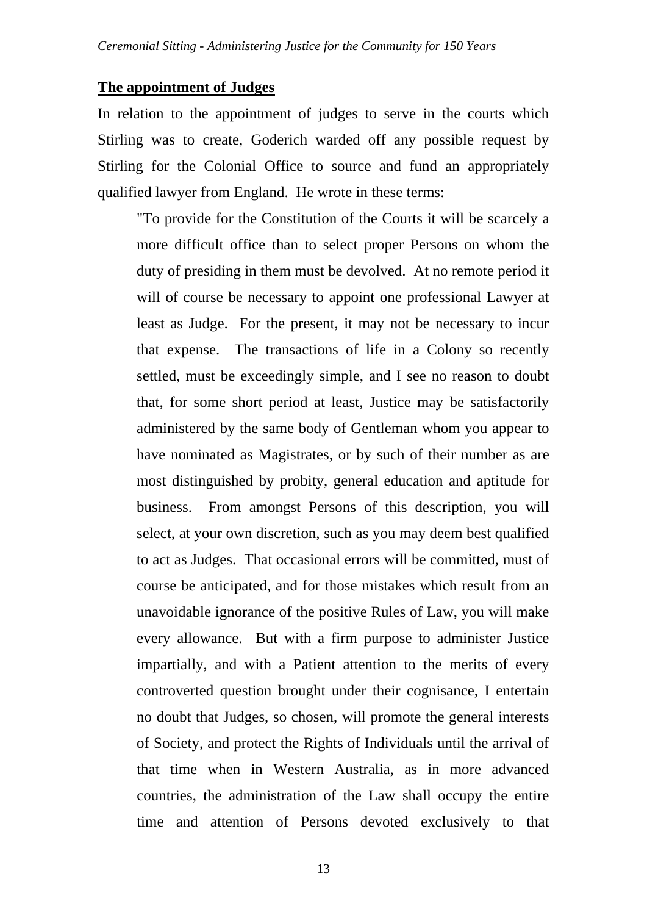## The appointment of Judges

In relation to the appointment of judges to serve in the courts which Stirling was to create, Goderich warded off any possible request by Stirling for the Colonial Office to source and fund an appropriately qualified lawyer from England. He wrote in these terms:

> "To provide for the Constitution of the Courts it will be scarcely a more difficult office than to select proper Persons on whom the duty of presiding in them must be devolved. At no remote period it will of course be necessary to appoint one professional Lawyer at least as Judge. For the present, it may not be necessary to incur that expense. The transactions of life in a Colony so recently settled, must be exceedingly simple, and I see no reason to doubt that, for some short period at least, Justice may be satisfactorily administered by the same body of Gentleman whom you appear to have nominated as Magistrates, or by such of their number as are most distinguished by probity, general education and aptitude for business. From amongst Persons of this description, you will select, at your own discretion, such as you may deem best qualified to act as Judges. That occasional errors will be committed, must of course be anticipated, and for those mistakes which result from an unavoidable ignorance of the positive Rules of Law, you will make every allowance. But with a firm purpose to administer Justice impartially, and with a Patient attention to the merits of every controverted question brought under their cognisance, I entertain no doubt that Judges, so chosen, will promote the general interests of Society, and protect the Rights of Individuals until the arrival of that time when in Western Australia, as in more advanced countries, the administration of the Law shall occupy the entire time and attention of Persons devoted exclusively to that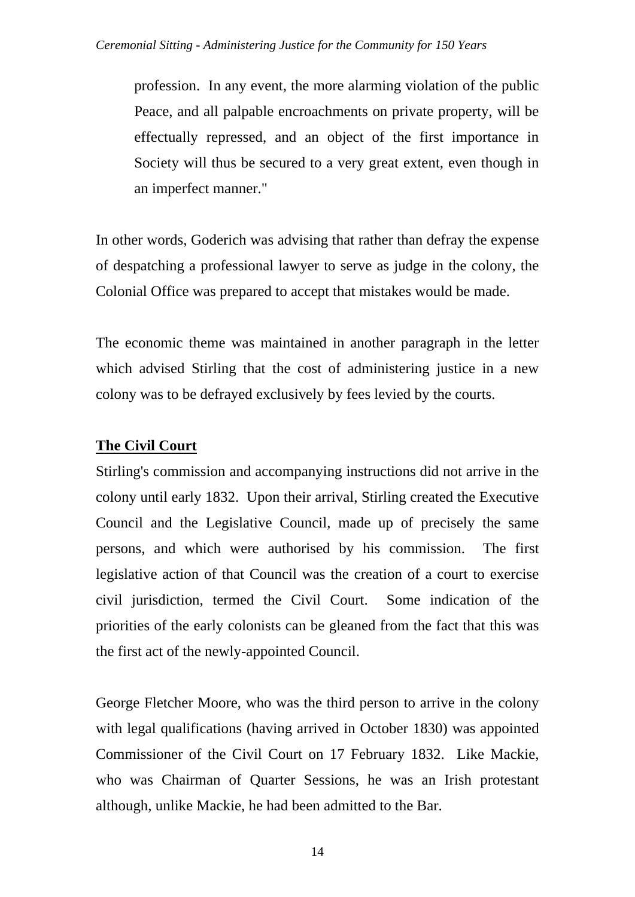> profession. In any event, the more alarming violation of the public Peace, and all palpable encroachments on private property, will be effectually repressed, and an object of the first importance in Society will thus be secured to a very great extent, even though in an imperfect manner."

In other words, Goderich was advising that rather than defray the expense of despatching a professional lawyer to serve as judge in the colony, the Colonial Office was prepared to accept that mistakes would be made.

The economic theme was maintained in another paragraph in the letter which advised Stirling that the cost of administering justice in a new colony was to be defrayed exclusively by fees levied by the courts.

**The Civil Court**

Stirling's commission and accompanying instructions did not arrive in the colony until early 1832. Upon their arrival, Stirling created the Executive Council and the Legislative Council, made up of precisely the same persons, and which were authorised by his commission. The first legislative action of that Council was the creation of a court to exercise civil jurisdiction, termed the Civil Court. Some indication of the priorities of the early colonists can be gleaned from the fact that this was the first act of the newly-appointed Council.

George Fletcher Moore, who was the third person to arrive in the colony with legal qualifications (having arrived in October 1830) was appointed Commissioner of the Civil Court on 17 February 1832. Like Mackie, who was Chairman of Quarter Sessions, he was an Irish protestant although, unlike Mackie, he had been admitted to the Bar.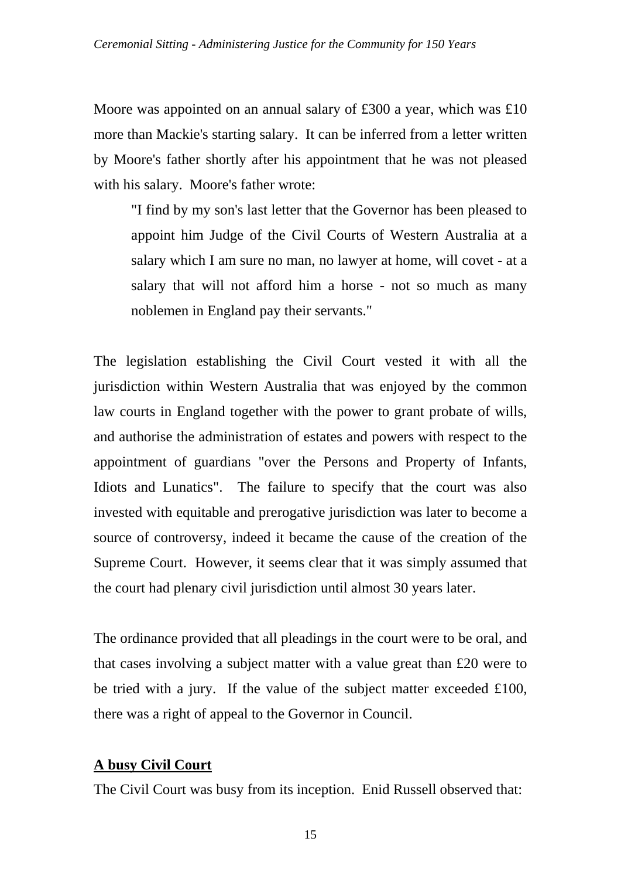Moore was appointed on an annual salary of £300 a year, which was £10 more than Mackie's starting salary. It can be inferred from a letter written by Moore's father shortly after his appointment that he was not pleased with his salary. Moore's father wrote:

> "I find by my son's last letter that the Governor has been pleased to appoint him Judge of the Civil Courts of Western Australia at a salary which I am sure no man, no lawyer at home, will covet - at a salary that will not afford him a horse - not so much as many noblemen in England pay their servants."

The legislation establishing the Civil Court vested it with all the jurisdiction within Western Australia that was enjoyed by the common law courts in England together with the power to grant probate of wills, and authorise the administration of estates and powers with respect to the appointment of guardians "over the Persons and Property of Infants, Idiots and Lunatics". The failure to specify that the court was also invested with equitable and prerogative jurisdiction was later to become a source of controversy, indeed it became the cause of the creation of the Supreme Court. However, it seems clear that it was simply assumed that the court had plenary civil jurisdiction until almost 30 years later.

The ordinance provided that all pleadings in the court were to be oral, and that cases involving a subject matter with a value great than £20 were to be tried with a jury. If the value of the subject matter exceeded £100, there was a right of appeal to the Governor in Council.

**A busy Civil Court**

The Civil Court was busy from its inception. Enid Russell observed that: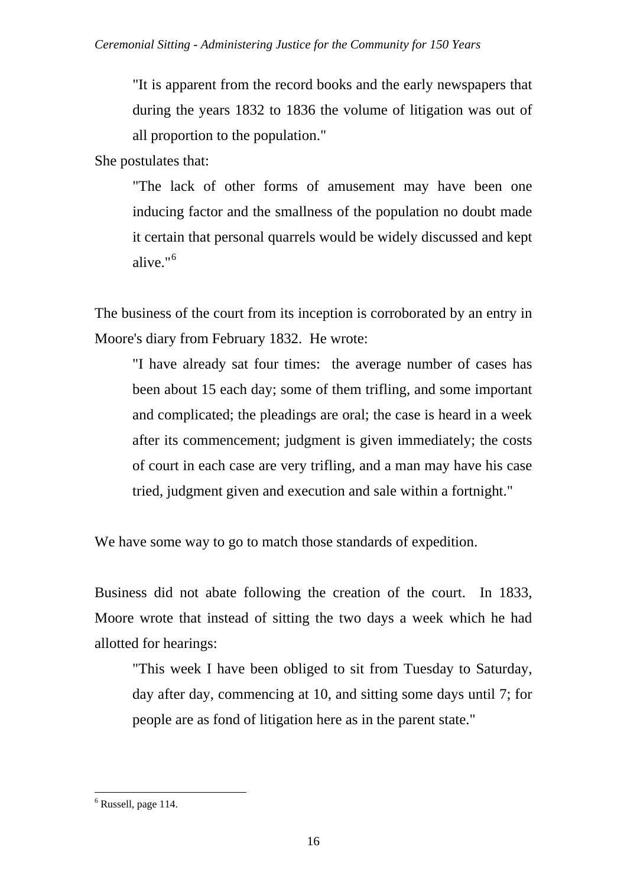> "It is apparent from the record books and the early newspapers that during the years 1832 to 1836 the volume of litigation was out of all proportion to the population."

She postulates that:

> "The lack of other forms of amusement may have been one inducing factor and the smallness of the population no doubt made it certain that personal quarrels would be widely discussed and kept alive."[6]

The business of the court from its inception is corroborated by an entry in Moore's diary from February 1832. He wrote:

> "I have already sat four times: the average number of cases has been about 15 each day; some of them trifling, and some important and complicated; the pleadings are oral; the case is heard in a week after its commencement; judgment is given immediately; the costs of court in each case are very trifling, and a man may have his case tried, judgment given and execution and sale within a fortnight."

We have some way to go to match those standards of expedition.

Business did not abate following the creation of the court. In 1833, Moore wrote that instead of sitting the two days a week which he had allotted for hearings:

> "This week I have been obliged to sit from Tuesday to Saturday, day after day, commencing at 10, and sitting some days until 7; for people are as fond of litigation here as in the parent state."

---

[6] Russell, page 114.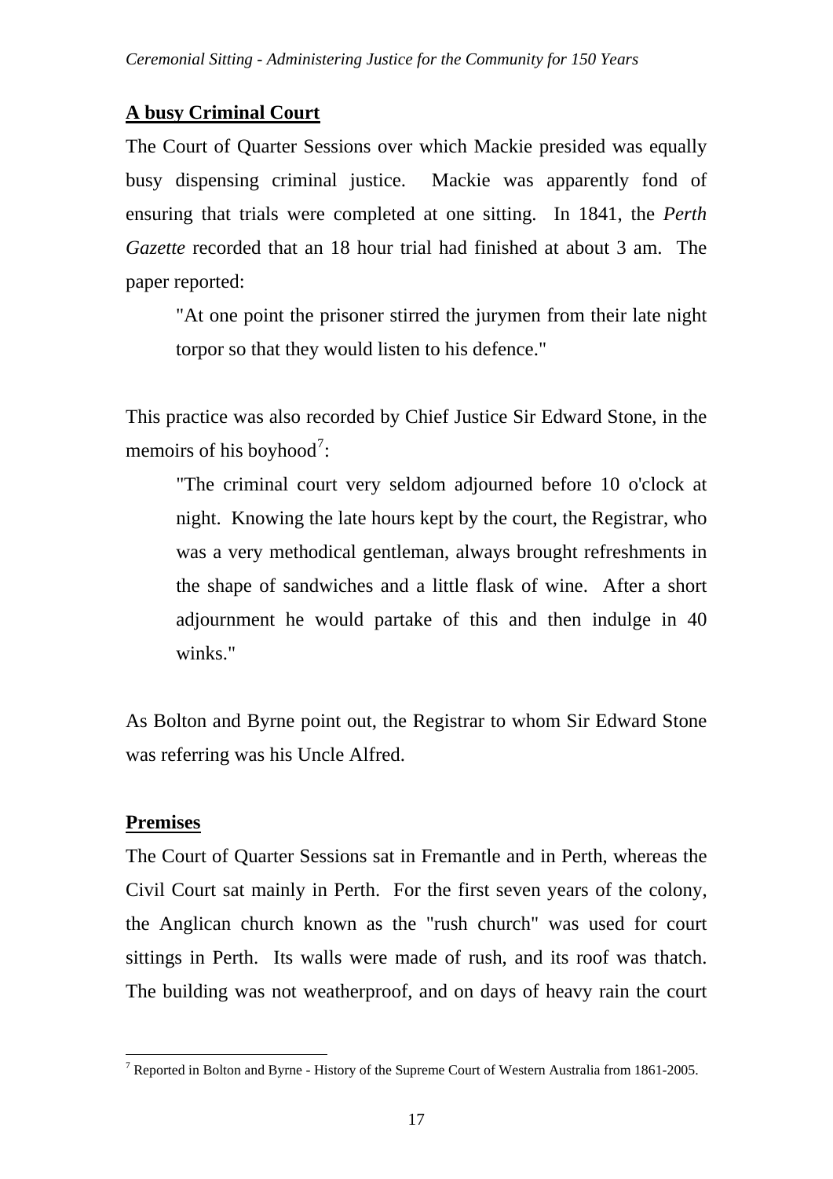## A busy Criminal Court

The Court of Quarter Sessions over which Mackie presided was equally busy dispensing criminal justice. Mackie was apparently fond of ensuring that trials were completed at one sitting. In 1841, the *Perth Gazette* recorded that an 18 hour trial had finished at about 3 am. The paper reported:

> "At one point the prisoner stirred the jurymen from their late night torpor so that they would listen to his defence."

This practice was also recorded by Chief Justice Sir Edward Stone, in the memoirs of his boyhood[7]:

> "The criminal court very seldom adjourned before 10 o'clock at night. Knowing the late hours kept by the court, the Registrar, who was a very methodical gentleman, always brought refreshments in the shape of sandwiches and a little flask of wine. After a short adjournment he would partake of this and then indulge in 40 winks."

As Bolton and Byrne point out, the Registrar to whom Sir Edward Stone was referring was his Uncle Alfred.

## Premises

The Court of Quarter Sessions sat in Fremantle and in Perth, whereas the Civil Court sat mainly in Perth. For the first seven years of the colony, the Anglican church known as the "rush church" was used for court sittings in Perth. Its walls were made of rush, and its roof was thatch. The building was not weatherproof, and on days of heavy rain the court

---

[7] Reported in Bolton and Byrne - History of the Supreme Court of Western Australia from 1861-2005.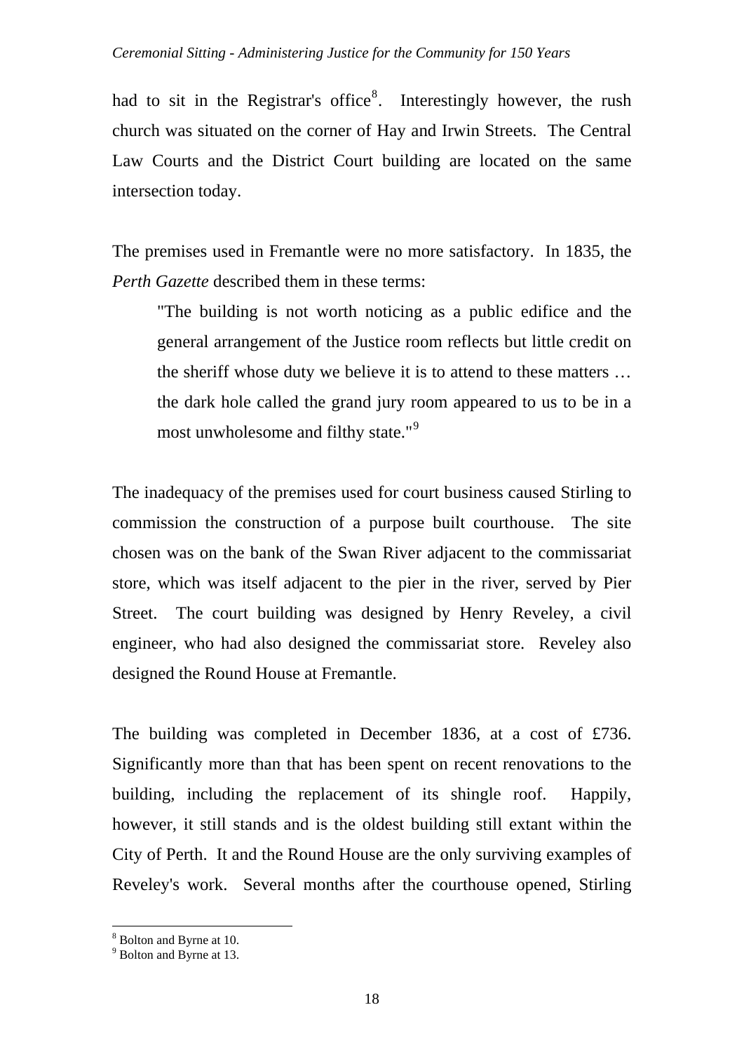had to sit in the Registrar's office[8]. Interestingly however, the rush church was situated on the corner of Hay and Irwin Streets. The Central Law Courts and the District Court building are located on the same intersection today.

The premises used in Fremantle were no more satisfactory. In 1835, the *Perth Gazette* described them in these terms:

> "The building is not worth noticing as a public edifice and the general arrangement of the Justice room reflects but little credit on the sheriff whose duty we believe it is to attend to these matters … the dark hole called the grand jury room appeared to us to be in a most unwholesome and filthy state."[9]

The inadequacy of the premises used for court business caused Stirling to commission the construction of a purpose built courthouse. The site chosen was on the bank of the Swan River adjacent to the commissariat store, which was itself adjacent to the pier in the river, served by Pier Street. The court building was designed by Henry Reveley, a civil engineer, who had also designed the commissariat store. Reveley also designed the Round House at Fremantle.

The building was completed in December 1836, at a cost of £736. Significantly more than that has been spent on recent renovations to the building, including the replacement of its shingle roof. Happily, however, it still stands and is the oldest building still extant within the City of Perth. It and the Round House are the only surviving examples of Reveley's work. Several months after the courthouse opened, Stirling

[8] Bolton and Byrne at 10.
[9] Bolton and Byrne at 13.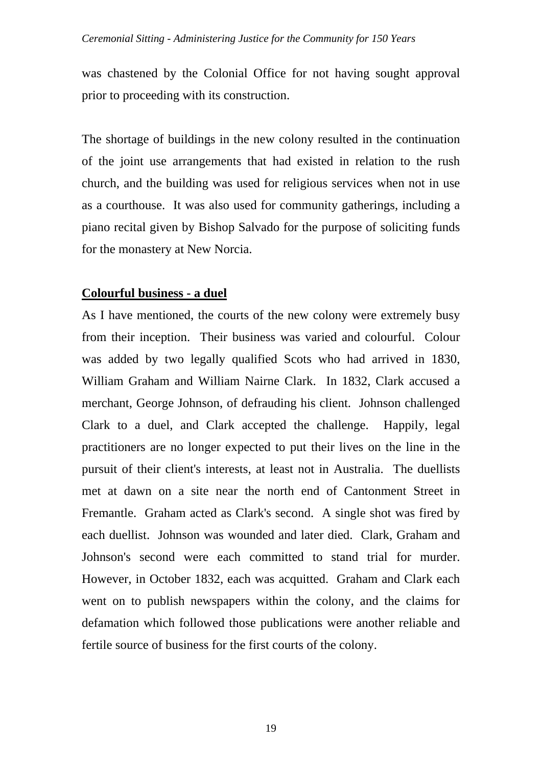was chastened by the Colonial Office for not having sought approval prior to proceeding with its construction.

The shortage of buildings in the new colony resulted in the continuation of the joint use arrangements that had existed in relation to the rush church, and the building was used for religious services when not in use as a courthouse. It was also used for community gatherings, including a piano recital given by Bishop Salvado for the purpose of soliciting funds for the monastery at New Norcia.

**Colourful business - a duel**

As I have mentioned, the courts of the new colony were extremely busy from their inception. Their business was varied and colourful. Colour was added by two legally qualified Scots who had arrived in 1830, William Graham and William Nairne Clark. In 1832, Clark accused a merchant, George Johnson, of defrauding his client. Johnson challenged Clark to a duel, and Clark accepted the challenge. Happily, legal practitioners are no longer expected to put their lives on the line in the pursuit of their client's interests, at least not in Australia. The duellists met at dawn on a site near the north end of Cantonment Street in Fremantle. Graham acted as Clark's second. A single shot was fired by each duellist. Johnson was wounded and later died. Clark, Graham and Johnson's second were each committed to stand trial for murder. However, in October 1832, each was acquitted. Graham and Clark each went on to publish newspapers within the colony, and the claims for defamation which followed those publications were another reliable and fertile source of business for the first courts of the colony.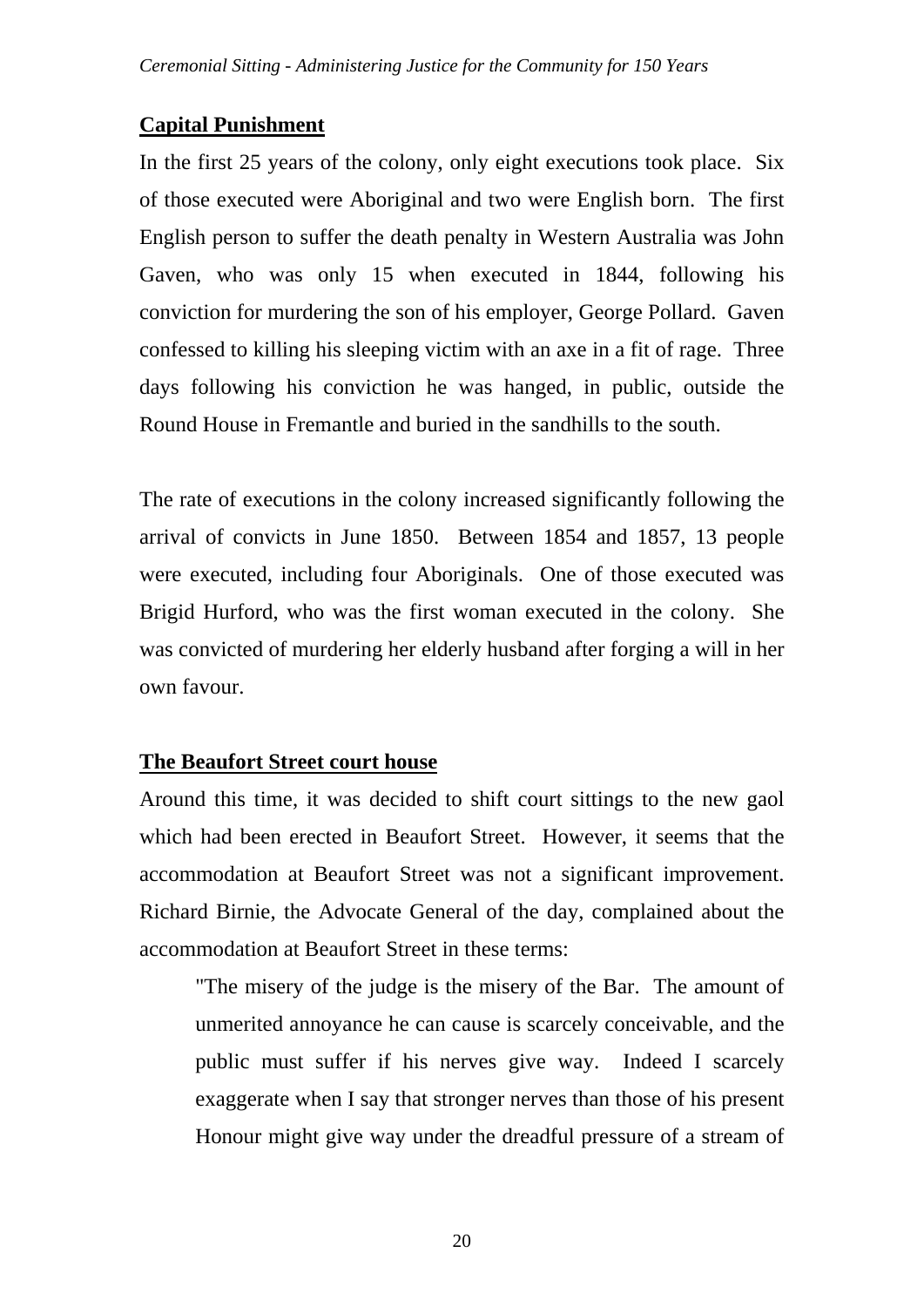**Capital Punishment**

In the first 25 years of the colony, only eight executions took place. Six of those executed were Aboriginal and two were English born. The first English person to suffer the death penalty in Western Australia was John Gaven, who was only 15 when executed in 1844, following his conviction for murdering the son of his employer, George Pollard. Gaven confessed to killing his sleeping victim with an axe in a fit of rage. Three days following his conviction he was hanged, in public, outside the Round House in Fremantle and buried in the sandhills to the south.

The rate of executions in the colony increased significantly following the arrival of convicts in June 1850. Between 1854 and 1857, 13 people were executed, including four Aboriginals. One of those executed was Brigid Hurford, who was the first woman executed in the colony. She was convicted of murdering her elderly husband after forging a will in her own favour.

**The Beaufort Street court house**

Around this time, it was decided to shift court sittings to the new gaol which had been erected in Beaufort Street. However, it seems that the accommodation at Beaufort Street was not a significant improvement. Richard Birnie, the Advocate General of the day, complained about the accommodation at Beaufort Street in these terms:

> "The misery of the judge is the misery of the Bar. The amount of unmerited annoyance he can cause is scarcely conceivable, and the public must suffer if his nerves give way. Indeed I scarcely exaggerate when I say that stronger nerves than those of his present Honour might give way under the dreadful pressure of a stream of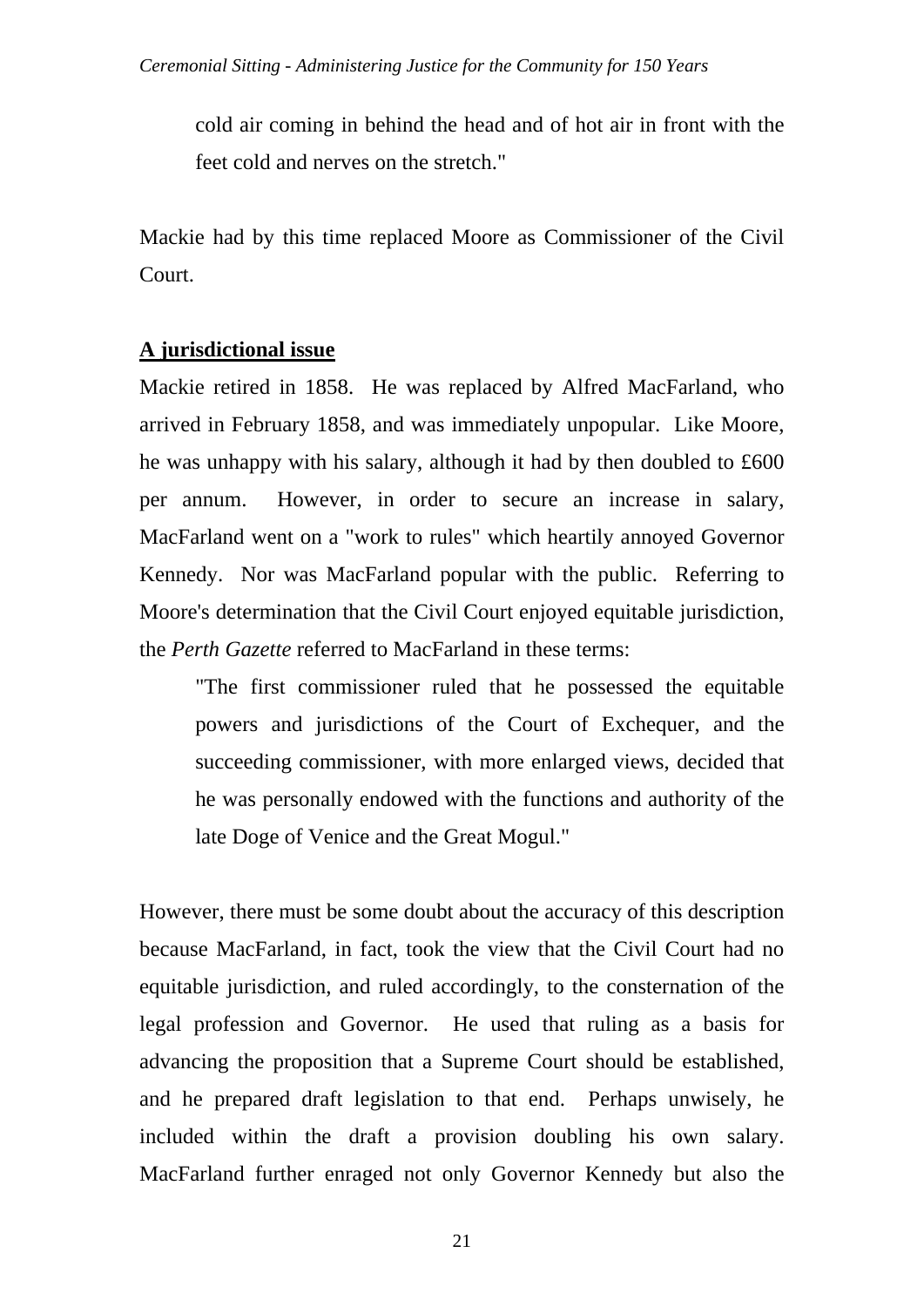> cold air coming in behind the head and of hot air in front with the feet cold and nerves on the stretch."

Mackie had by this time replaced Moore as Commissioner of the Civil Court.

**A jurisdictional issue**

Mackie retired in 1858. He was replaced by Alfred MacFarland, who arrived in February 1858, and was immediately unpopular. Like Moore, he was unhappy with his salary, although it had by then doubled to £600 per annum. However, in order to secure an increase in salary, MacFarland went on a "work to rules" which heartily annoyed Governor Kennedy. Nor was MacFarland popular with the public. Referring to Moore's determination that the Civil Court enjoyed equitable jurisdiction, the *Perth Gazette* referred to MacFarland in these terms:

> "The first commissioner ruled that he possessed the equitable powers and jurisdictions of the Court of Exchequer, and the succeeding commissioner, with more enlarged views, decided that he was personally endowed with the functions and authority of the late Doge of Venice and the Great Mogul."

However, there must be some doubt about the accuracy of this description because MacFarland, in fact, took the view that the Civil Court had no equitable jurisdiction, and ruled accordingly, to the consternation of the legal profession and Governor. He used that ruling as a basis for advancing the proposition that a Supreme Court should be established, and he prepared draft legislation to that end. Perhaps unwisely, he included within the draft a provision doubling his own salary. MacFarland further enraged not only Governor Kennedy but also the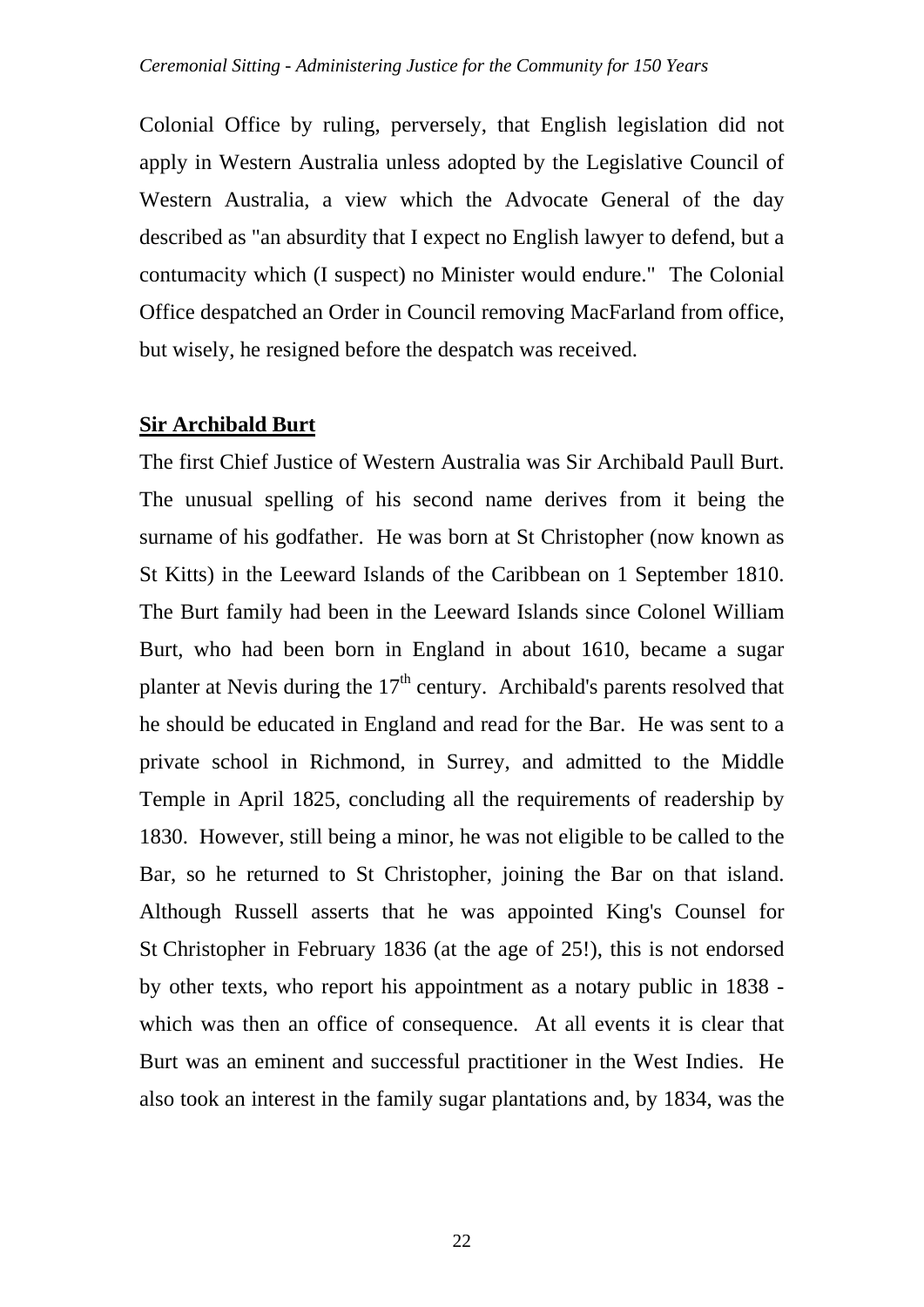Colonial Office by ruling, perversely, that English legislation did not apply in Western Australia unless adopted by the Legislative Council of Western Australia, a view which the Advocate General of the day described as "an absurdity that I expect no English lawyer to defend, but a contumacity which (I suspect) no Minister would endure." The Colonial Office despatched an Order in Council removing MacFarland from office, but wisely, he resigned before the despatch was received.

**Sir Archibald Burt**

The first Chief Justice of Western Australia was Sir Archibald Paull Burt. The unusual spelling of his second name derives from it being the surname of his godfather. He was born at St Christopher (now known as St Kitts) in the Leeward Islands of the Caribbean on 1 September 1810. The Burt family had been in the Leeward Islands since Colonel William Burt, who had been born in England in about 1610, became a sugar planter at Nevis during the 17th century. Archibald's parents resolved that he should be educated in England and read for the Bar. He was sent to a private school in Richmond, in Surrey, and admitted to the Middle Temple in April 1825, concluding all the requirements of readership by 1830. However, still being a minor, he was not eligible to be called to the Bar, so he returned to St Christopher, joining the Bar on that island. Although Russell asserts that he was appointed King's Counsel for St Christopher in February 1836 (at the age of 25!), this is not endorsed by other texts, who report his appointment as a notary public in 1838 - which was then an office of consequence. At all events it is clear that Burt was an eminent and successful practitioner in the West Indies. He also took an interest in the family sugar plantations and, by 1834, was the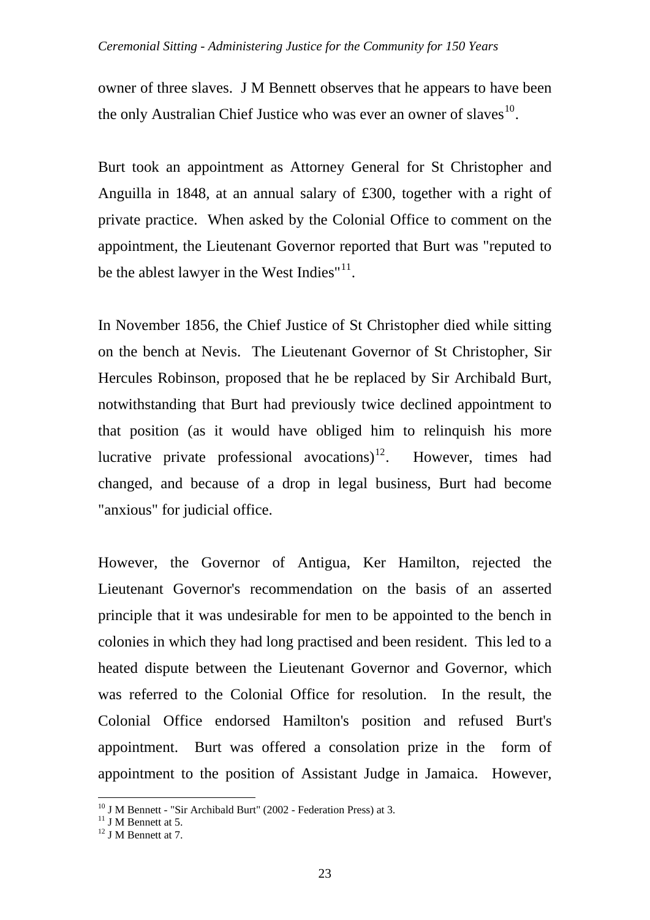owner of three slaves. J M Bennett observes that he appears to have been the only Australian Chief Justice who was ever an owner of slaves[10].

Burt took an appointment as Attorney General for St Christopher and Anguilla in 1848, at an annual salary of £300, together with a right of private practice. When asked by the Colonial Office to comment on the appointment, the Lieutenant Governor reported that Burt was "reputed to be the ablest lawyer in the West Indies"[11].

In November 1856, the Chief Justice of St Christopher died while sitting on the bench at Nevis. The Lieutenant Governor of St Christopher, Sir Hercules Robinson, proposed that he be replaced by Sir Archibald Burt, notwithstanding that Burt had previously twice declined appointment to that position (as it would have obliged him to relinquish his more lucrative private professional avocations)[12]. However, times had changed, and because of a drop in legal business, Burt had become "anxious" for judicial office.

However, the Governor of Antigua, Ker Hamilton, rejected the Lieutenant Governor's recommendation on the basis of an asserted principle that it was undesirable for men to be appointed to the bench in colonies in which they had long practised and been resident. This led to a heated dispute between the Lieutenant Governor and Governor, which was referred to the Colonial Office for resolution. In the result, the Colonial Office endorsed Hamilton's position and refused Burt's appointment. Burt was offered a consolation prize in the form of appointment to the position of Assistant Judge in Jamaica. However,

---

[10] J M Bennett - "Sir Archibald Burt" (2002 - Federation Press) at 3.

[11] J M Bennett at 5.

[12] J M Bennett at 7.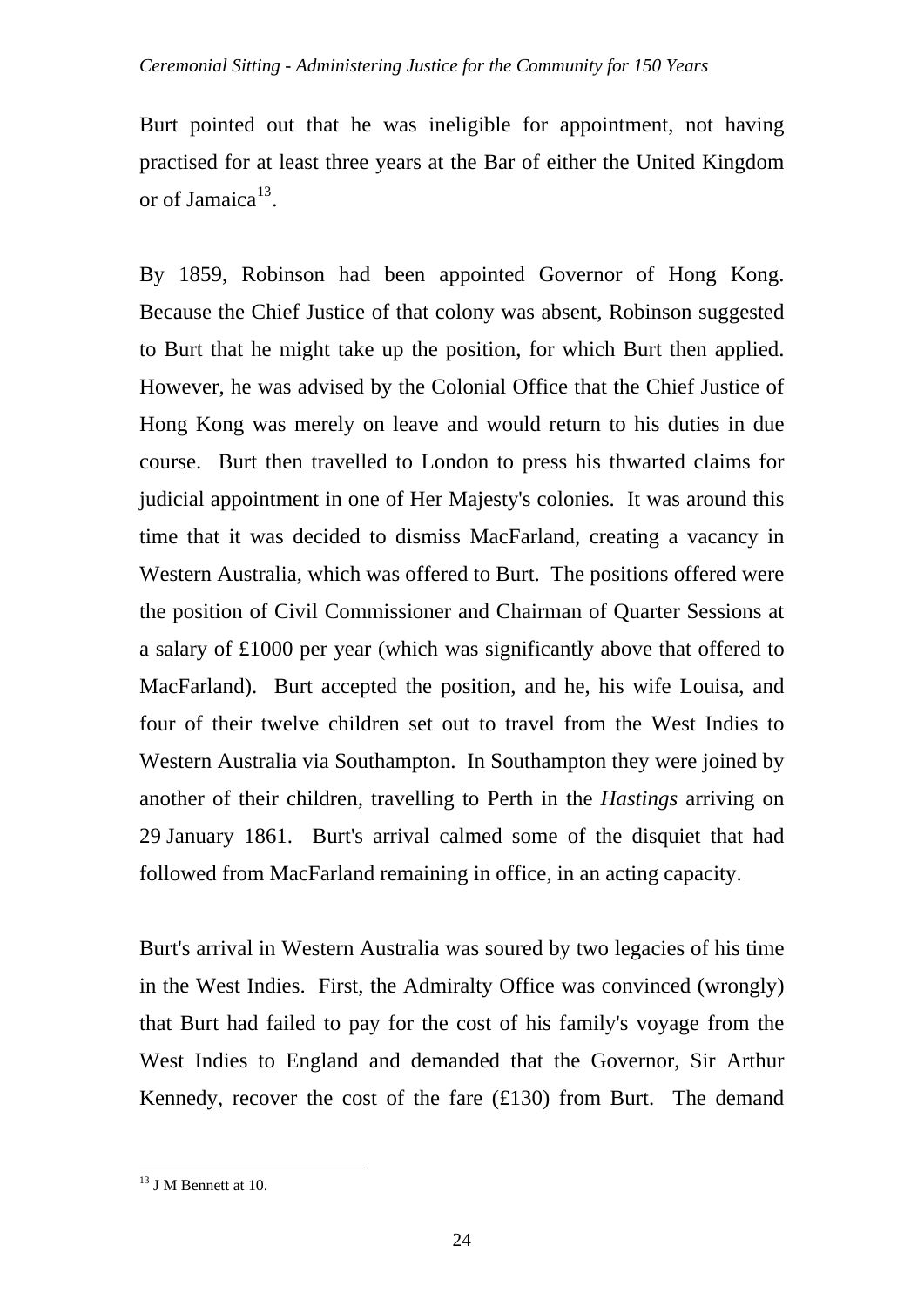Burt pointed out that he was ineligible for appointment, not having practised for at least three years at the Bar of either the United Kingdom or of Jamaica[13].

By 1859, Robinson had been appointed Governor of Hong Kong. Because the Chief Justice of that colony was absent, Robinson suggested to Burt that he might take up the position, for which Burt then applied. However, he was advised by the Colonial Office that the Chief Justice of Hong Kong was merely on leave and would return to his duties in due course. Burt then travelled to London to press his thwarted claims for judicial appointment in one of Her Majesty's colonies. It was around this time that it was decided to dismiss MacFarland, creating a vacancy in Western Australia, which was offered to Burt. The positions offered were the position of Civil Commissioner and Chairman of Quarter Sessions at a salary of £1000 per year (which was significantly above that offered to MacFarland). Burt accepted the position, and he, his wife Louisa, and four of their twelve children set out to travel from the West Indies to Western Australia via Southampton. In Southampton they were joined by another of their children, travelling to Perth in the *Hastings* arriving on 29 January 1861. Burt's arrival calmed some of the disquiet that had followed from MacFarland remaining in office, in an acting capacity.

Burt's arrival in Western Australia was soured by two legacies of his time in the West Indies. First, the Admiralty Office was convinced (wrongly) that Burt had failed to pay for the cost of his family's voyage from the West Indies to England and demanded that the Governor, Sir Arthur Kennedy, recover the cost of the fare (£130) from Burt. The demand

[13] J M Bennett at 10.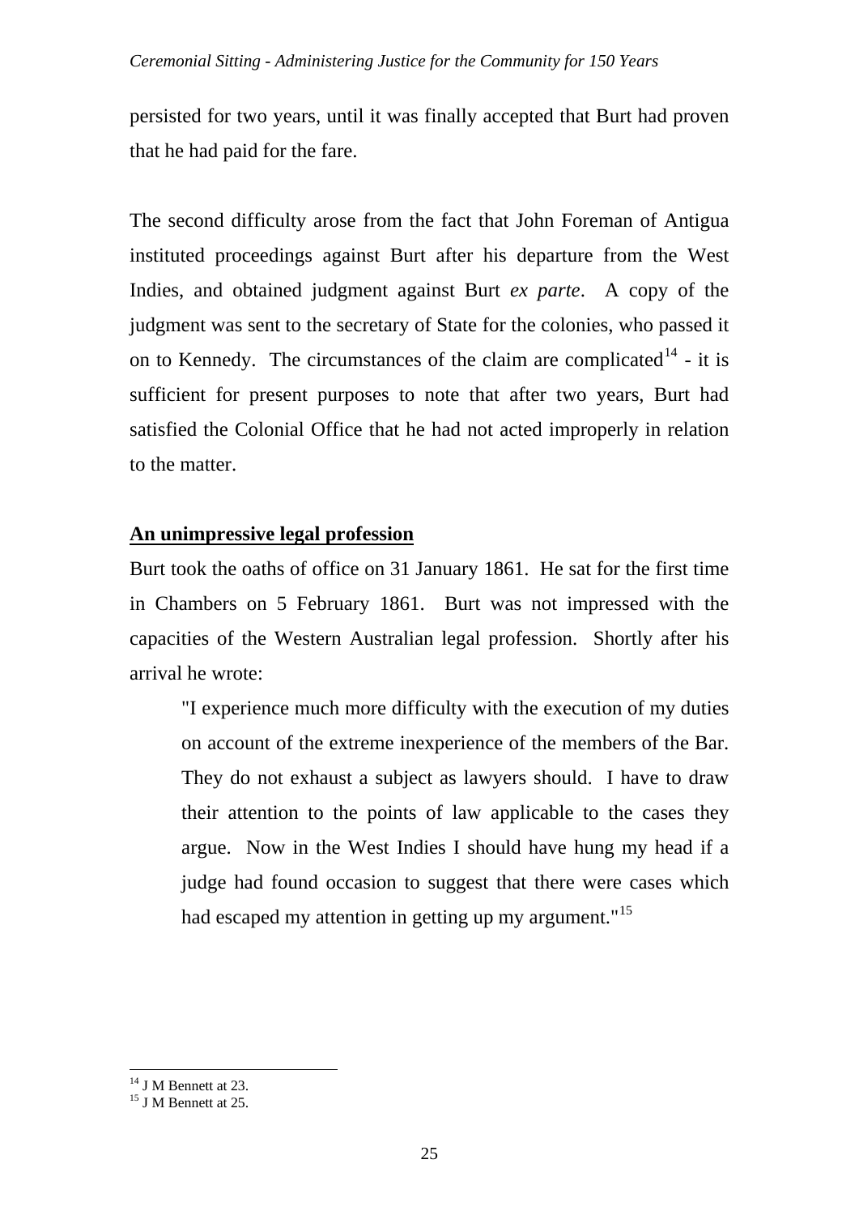persisted for two years, until it was finally accepted that Burt had proven that he had paid for the fare.

The second difficulty arose from the fact that John Foreman of Antigua instituted proceedings against Burt after his departure from the West Indies, and obtained judgment against Burt *ex parte*. A copy of the judgment was sent to the secretary of State for the colonies, who passed it on to Kennedy. The circumstances of the claim are complicated[14] - it is sufficient for present purposes to note that after two years, Burt had satisfied the Colonial Office that he had not acted improperly in relation to the matter.

## An unimpressive legal profession

Burt took the oaths of office on 31 January 1861. He sat for the first time in Chambers on 5 February 1861. Burt was not impressed with the capacities of the Western Australian legal profession. Shortly after his arrival he wrote:

> "I experience much more difficulty with the execution of my duties on account of the extreme inexperience of the members of the Bar. They do not exhaust a subject as lawyers should. I have to draw their attention to the points of law applicable to the cases they argue. Now in the West Indies I should have hung my head if a judge had found occasion to suggest that there were cases which had escaped my attention in getting up my argument."[15]

---

[14] J M Bennett at 23.

[15] J M Bennett at 25.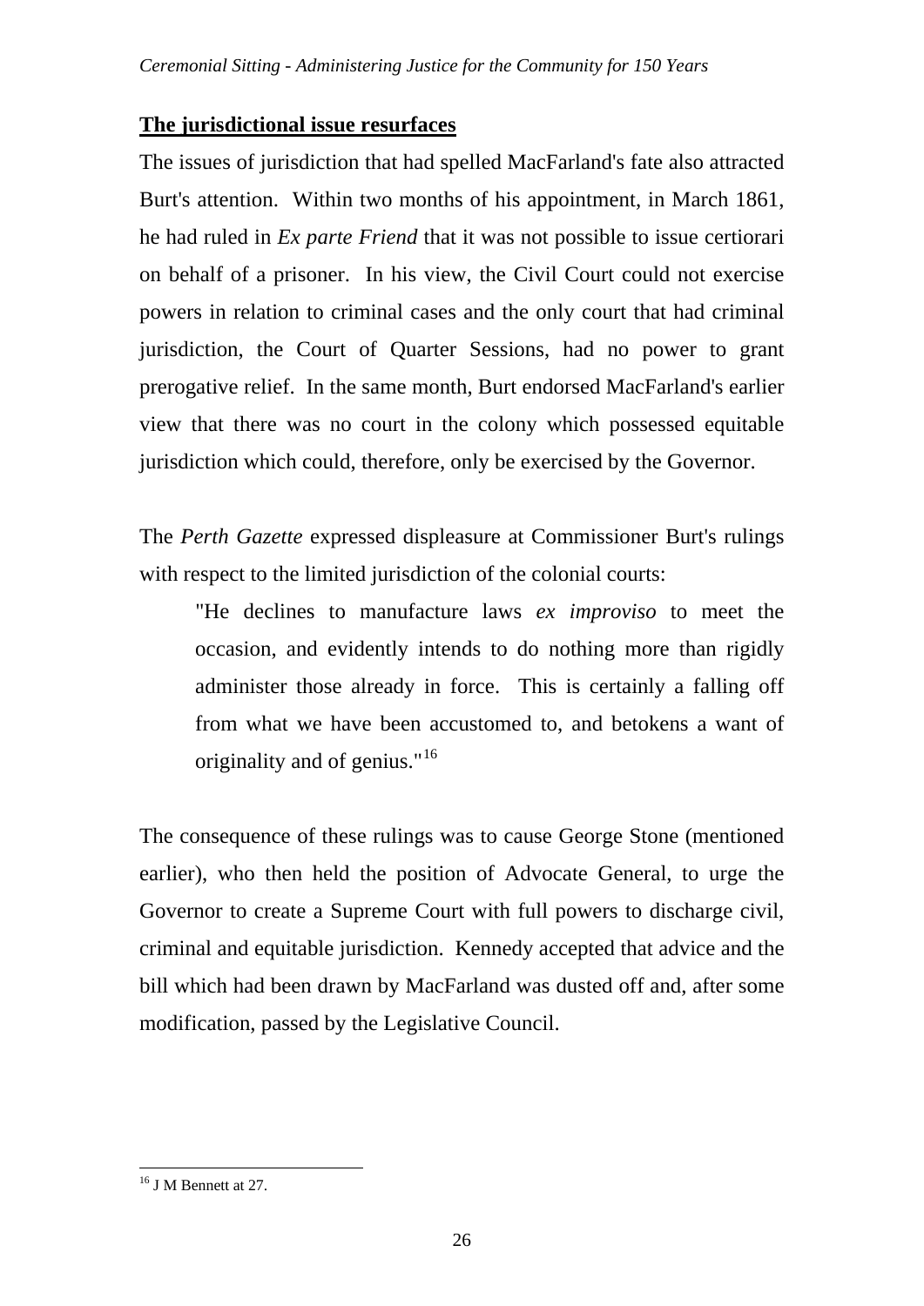**The jurisdictional issue resurfaces**

The issues of jurisdiction that had spelled MacFarland's fate also attracted Burt's attention. Within two months of his appointment, in March 1861, he had ruled in *Ex parte Friend* that it was not possible to issue certiorari on behalf of a prisoner. In his view, the Civil Court could not exercise powers in relation to criminal cases and the only court that had criminal jurisdiction, the Court of Quarter Sessions, had no power to grant prerogative relief. In the same month, Burt endorsed MacFarland's earlier view that there was no court in the colony which possessed equitable jurisdiction which could, therefore, only be exercised by the Governor.

The *Perth Gazette* expressed displeasure at Commissioner Burt's rulings with respect to the limited jurisdiction of the colonial courts:

> "He declines to manufacture laws *ex improviso* to meet the occasion, and evidently intends to do nothing more than rigidly administer those already in force. This is certainly a falling off from what we have been accustomed to, and betokens a want of originality and of genius."[16]

The consequence of these rulings was to cause George Stone (mentioned earlier), who then held the position of Advocate General, to urge the Governor to create a Supreme Court with full powers to discharge civil, criminal and equitable jurisdiction. Kennedy accepted that advice and the bill which had been drawn by MacFarland was dusted off and, after some modification, passed by the Legislative Council.

---

[16] J M Bennett at 27.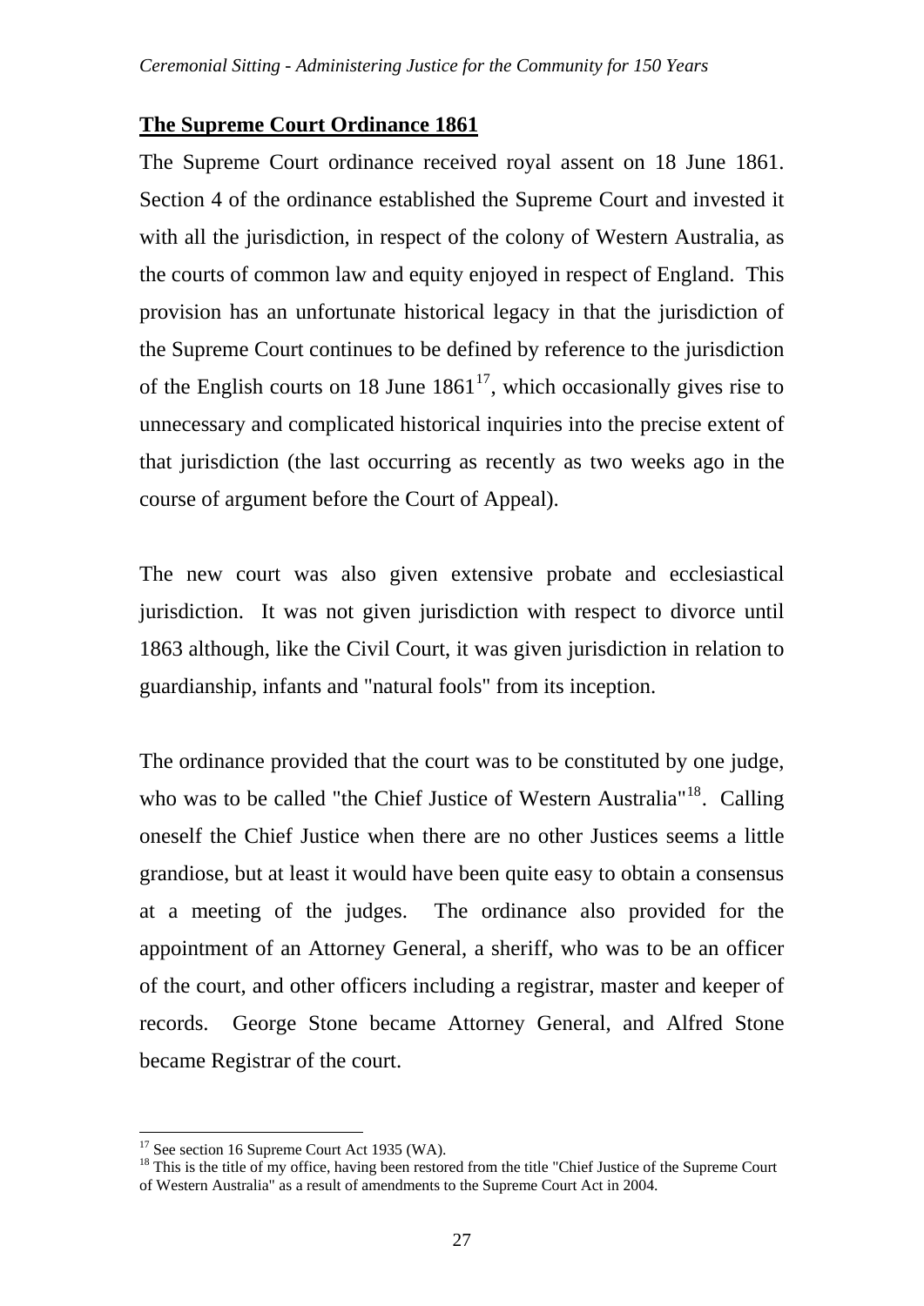## The Supreme Court Ordinance 1861

The Supreme Court ordinance received royal assent on 18 June 1861. Section 4 of the ordinance established the Supreme Court and invested it with all the jurisdiction, in respect of the colony of Western Australia, as the courts of common law and equity enjoyed in respect of England. This provision has an unfortunate historical legacy in that the jurisdiction of the Supreme Court continues to be defined by reference to the jurisdiction of the English courts on 18 June 1861[17], which occasionally gives rise to unnecessary and complicated historical inquiries into the precise extent of that jurisdiction (the last occurring as recently as two weeks ago in the course of argument before the Court of Appeal).

The new court was also given extensive probate and ecclesiastical jurisdiction. It was not given jurisdiction with respect to divorce until 1863 although, like the Civil Court, it was given jurisdiction in relation to guardianship, infants and "natural fools" from its inception.

The ordinance provided that the court was to be constituted by one judge, who was to be called "the Chief Justice of Western Australia"[18]. Calling oneself the Chief Justice when there are no other Justices seems a little grandiose, but at least it would have been quite easy to obtain a consensus at a meeting of the judges. The ordinance also provided for the appointment of an Attorney General, a sheriff, who was to be an officer of the court, and other officers including a registrar, master and keeper of records. George Stone became Attorney General, and Alfred Stone became Registrar of the court.

---

[17] See section 16 Supreme Court Act 1935 (WA).

[18] This is the title of my office, having been restored from the title "Chief Justice of the Supreme Court of Western Australia" as a result of amendments to the Supreme Court Act in 2004.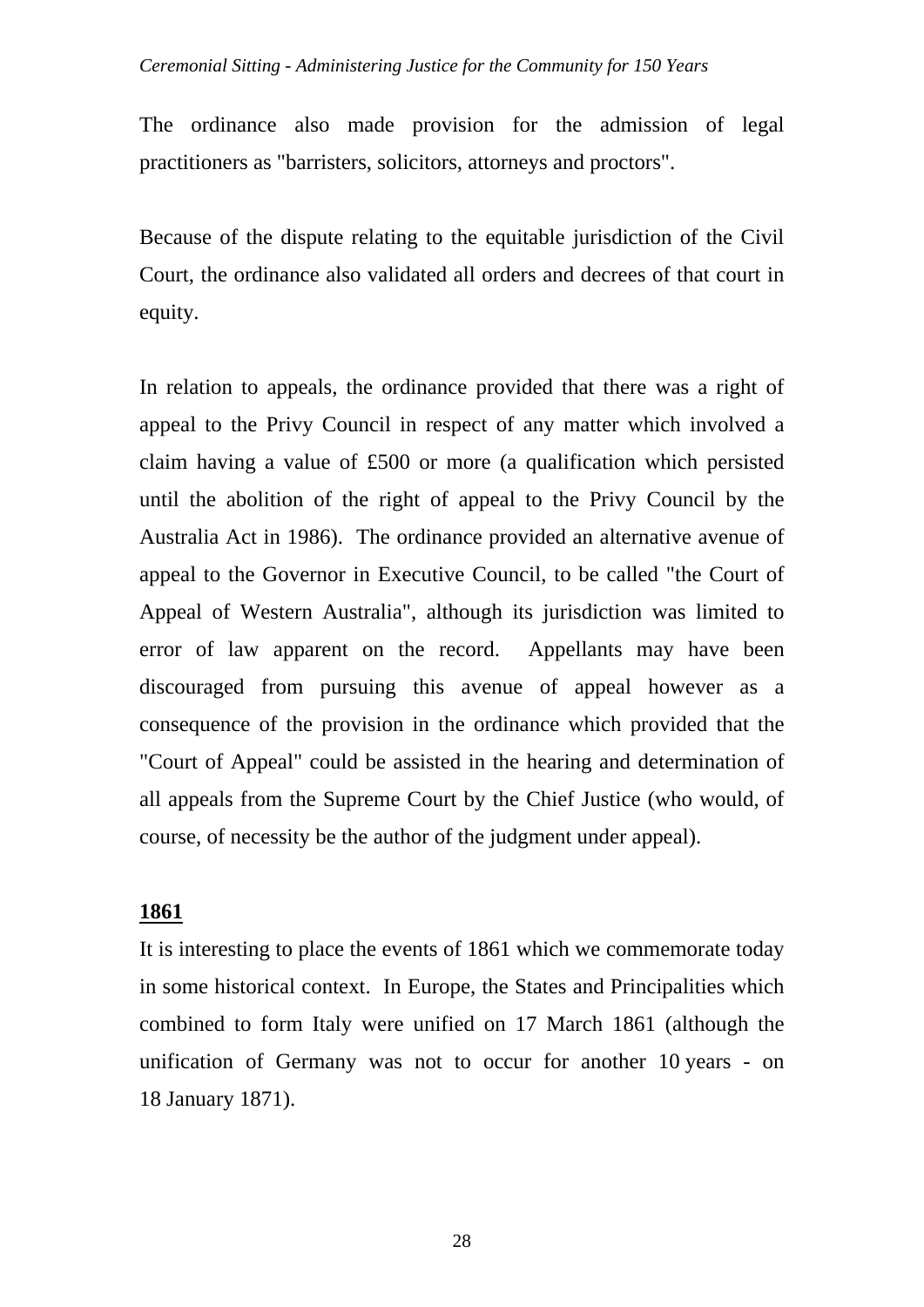The ordinance also made provision for the admission of legal practitioners as "barristers, solicitors, attorneys and proctors".

Because of the dispute relating to the equitable jurisdiction of the Civil Court, the ordinance also validated all orders and decrees of that court in equity.

In relation to appeals, the ordinance provided that there was a right of appeal to the Privy Council in respect of any matter which involved a claim having a value of £500 or more (a qualification which persisted until the abolition of the right of appeal to the Privy Council by the Australia Act in 1986). The ordinance provided an alternative avenue of appeal to the Governor in Executive Council, to be called "the Court of Appeal of Western Australia", although its jurisdiction was limited to error of law apparent on the record. Appellants may have been discouraged from pursuing this avenue of appeal however as a consequence of the provision in the ordinance which provided that the "Court of Appeal" could be assisted in the hearing and determination of all appeals from the Supreme Court by the Chief Justice (who would, of course, of necessity be the author of the judgment under appeal).

**1861**

It is interesting to place the events of 1861 which we commemorate today in some historical context. In Europe, the States and Principalities which combined to form Italy were unified on 17 March 1861 (although the unification of Germany was not to occur for another 10 years - on 18 January 1871).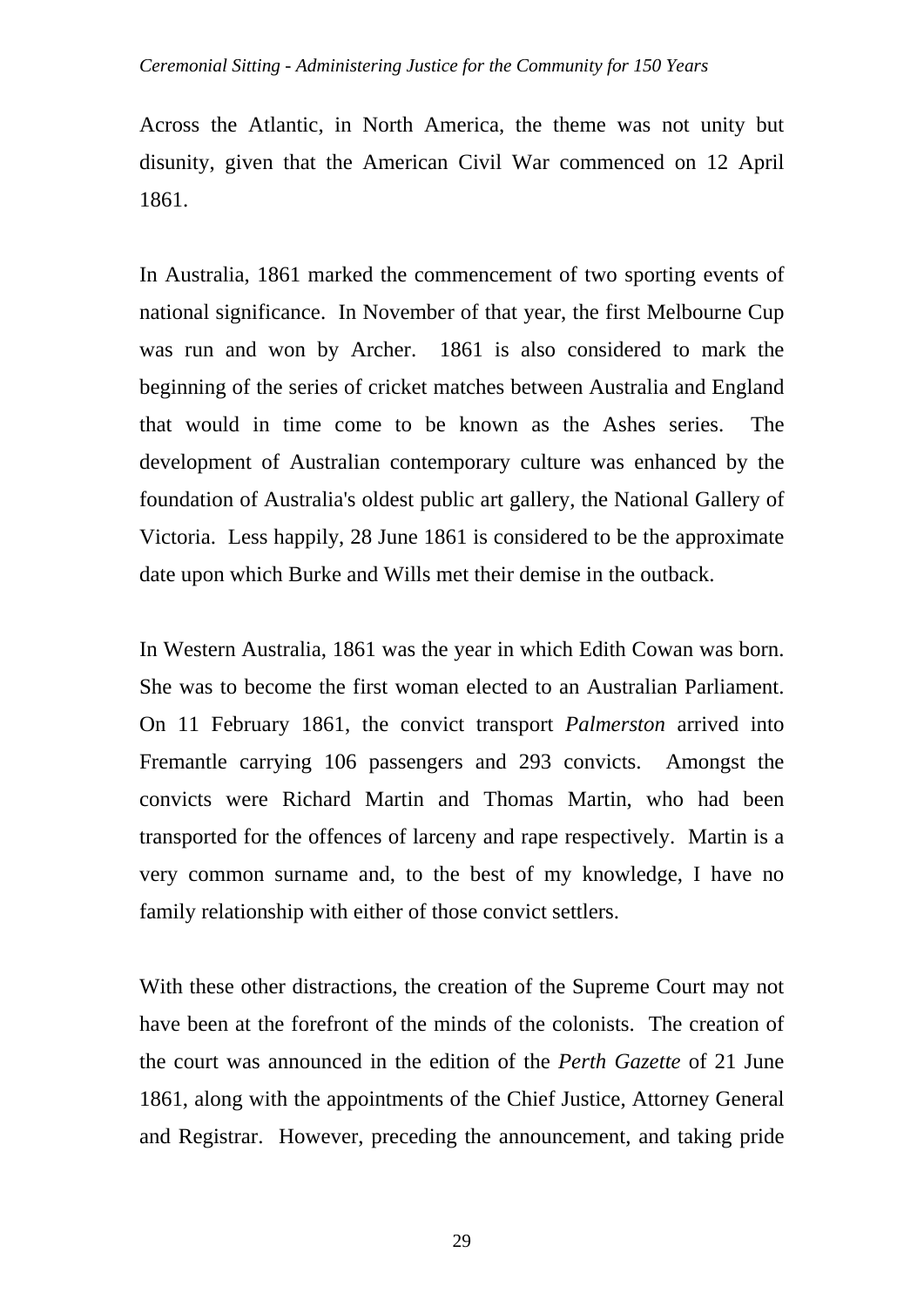Across the Atlantic, in North America, the theme was not unity but disunity, given that the American Civil War commenced on 12 April 1861.

In Australia, 1861 marked the commencement of two sporting events of national significance. In November of that year, the first Melbourne Cup was run and won by Archer. 1861 is also considered to mark the beginning of the series of cricket matches between Australia and England that would in time come to be known as the Ashes series. The development of Australian contemporary culture was enhanced by the foundation of Australia's oldest public art gallery, the National Gallery of Victoria. Less happily, 28 June 1861 is considered to be the approximate date upon which Burke and Wills met their demise in the outback.

In Western Australia, 1861 was the year in which Edith Cowan was born. She was to become the first woman elected to an Australian Parliament. On 11 February 1861, the convict transport *Palmerston* arrived into Fremantle carrying 106 passengers and 293 convicts. Amongst the convicts were Richard Martin and Thomas Martin, who had been transported for the offences of larceny and rape respectively. Martin is a very common surname and, to the best of my knowledge, I have no family relationship with either of those convict settlers.

With these other distractions, the creation of the Supreme Court may not have been at the forefront of the minds of the colonists. The creation of the court was announced in the edition of the *Perth Gazette* of 21 June 1861, along with the appointments of the Chief Justice, Attorney General and Registrar. However, preceding the announcement, and taking pride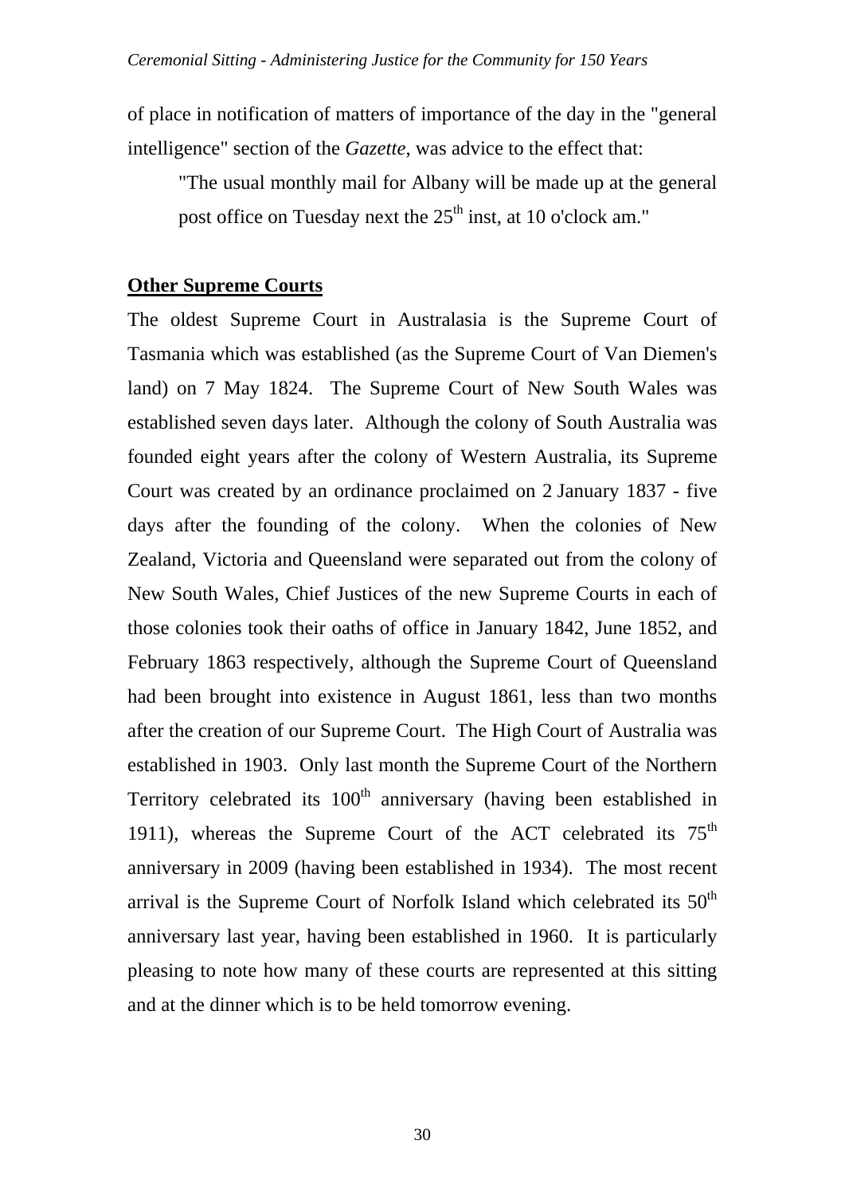of place in notification of matters of importance of the day in the "general intelligence" section of the *Gazette*, was advice to the effect that:

> "The usual monthly mail for Albany will be made up at the general post office on Tuesday next the 25th inst, at 10 o'clock am."

**Other Supreme Courts**

The oldest Supreme Court in Australasia is the Supreme Court of Tasmania which was established (as the Supreme Court of Van Diemen's land) on 7 May 1824. The Supreme Court of New South Wales was established seven days later. Although the colony of South Australia was founded eight years after the colony of Western Australia, its Supreme Court was created by an ordinance proclaimed on 2 January 1837 - five days after the founding of the colony. When the colonies of New Zealand, Victoria and Queensland were separated out from the colony of New South Wales, Chief Justices of the new Supreme Courts in each of those colonies took their oaths of office in January 1842, June 1852, and February 1863 respectively, although the Supreme Court of Queensland had been brought into existence in August 1861, less than two months after the creation of our Supreme Court. The High Court of Australia was established in 1903. Only last month the Supreme Court of the Northern Territory celebrated its 100th anniversary (having been established in 1911), whereas the Supreme Court of the ACT celebrated its 75th anniversary in 2009 (having been established in 1934). The most recent arrival is the Supreme Court of Norfolk Island which celebrated its 50th anniversary last year, having been established in 1960. It is particularly pleasing to note how many of these courts are represented at this sitting and at the dinner which is to be held tomorrow evening.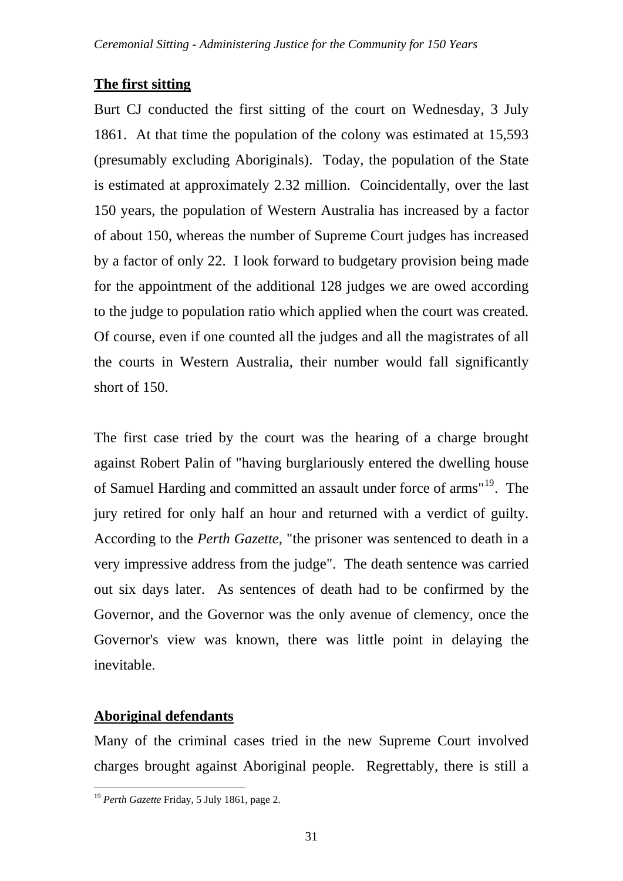**The first sitting**

Burt CJ conducted the first sitting of the court on Wednesday, 3 July 1861. At that time the population of the colony was estimated at 15,593 (presumably excluding Aboriginals). Today, the population of the State is estimated at approximately 2.32 million. Coincidentally, over the last 150 years, the population of Western Australia has increased by a factor of about 150, whereas the number of Supreme Court judges has increased by a factor of only 22. I look forward to budgetary provision being made for the appointment of the additional 128 judges we are owed according to the judge to population ratio which applied when the court was created. Of course, even if one counted all the judges and all the magistrates of all the courts in Western Australia, their number would fall significantly short of 150.

The first case tried by the court was the hearing of a charge brought against Robert Palin of "having burglariously entered the dwelling house of Samuel Harding and committed an assault under force of arms"[19]. The jury retired for only half an hour and returned with a verdict of guilty. According to the *Perth Gazette*, "the prisoner was sentenced to death in a very impressive address from the judge". The death sentence was carried out six days later. As sentences of death had to be confirmed by the Governor, and the Governor was the only avenue of clemency, once the Governor's view was known, there was little point in delaying the inevitable.

**Aboriginal defendants**

Many of the criminal cases tried in the new Supreme Court involved charges brought against Aboriginal people. Regrettably, there is still a

[19] *Perth Gazette* Friday, 5 July 1861, page 2.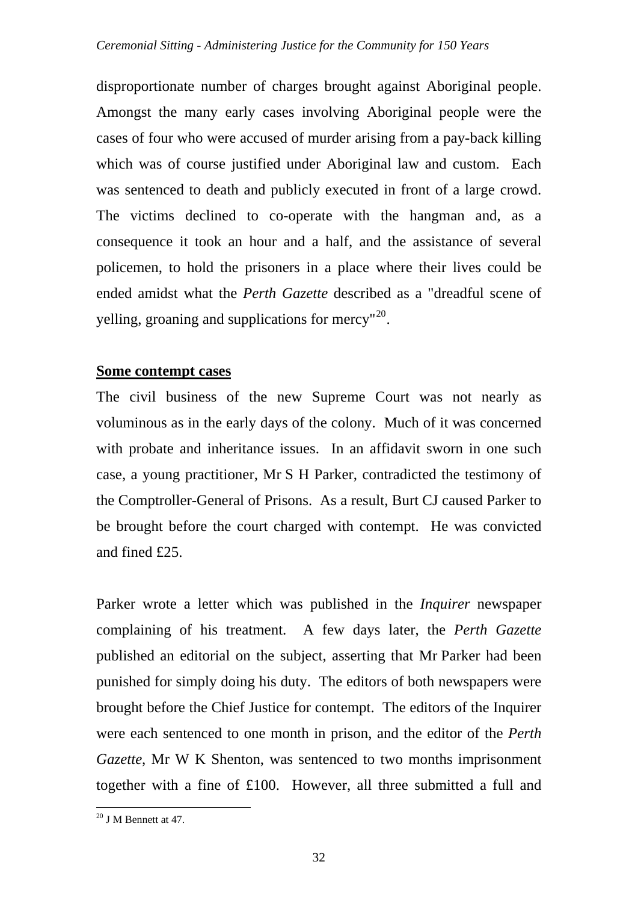disproportionate number of charges brought against Aboriginal people. Amongst the many early cases involving Aboriginal people were the cases of four who were accused of murder arising from a pay-back killing which was of course justified under Aboriginal law and custom. Each was sentenced to death and publicly executed in front of a large crowd. The victims declined to co-operate with the hangman and, as a consequence it took an hour and a half, and the assistance of several policemen, to hold the prisoners in a place where their lives could be ended amidst what the *Perth Gazette* described as a "dreadful scene of yelling, groaning and supplications for mercy"[20].

**Some contempt cases**

The civil business of the new Supreme Court was not nearly as voluminous as in the early days of the colony. Much of it was concerned with probate and inheritance issues. In an affidavit sworn in one such case, a young practitioner, Mr S H Parker, contradicted the testimony of the Comptroller-General of Prisons. As a result, Burt CJ caused Parker to be brought before the court charged with contempt. He was convicted and fined £25.

Parker wrote a letter which was published in the *Inquirer* newspaper complaining of his treatment. A few days later, the *Perth Gazette* published an editorial on the subject, asserting that Mr Parker had been punished for simply doing his duty. The editors of both newspapers were brought before the Chief Justice for contempt. The editors of the Inquirer were each sentenced to one month in prison, and the editor of the *Perth Gazette*, Mr W K Shenton, was sentenced to two months imprisonment together with a fine of £100. However, all three submitted a full and

[20] J M Bennett at 47.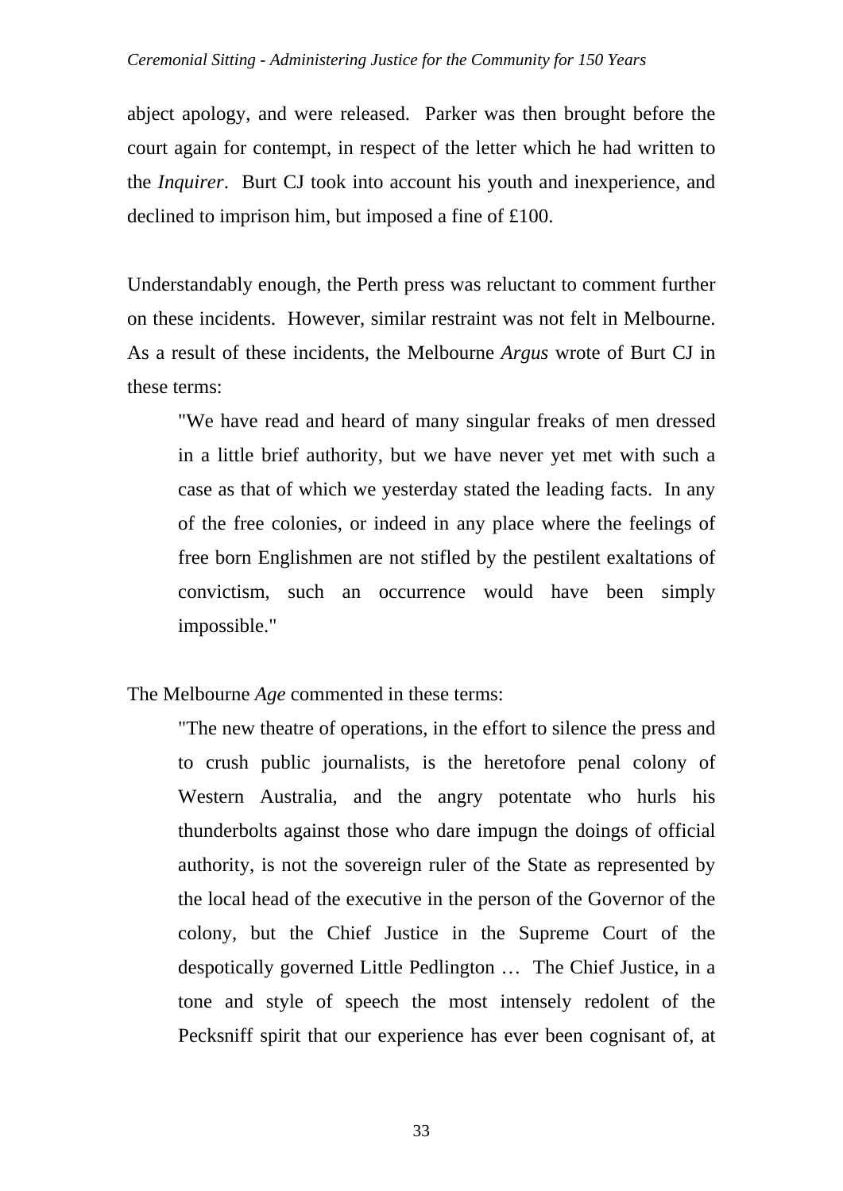abject apology, and were released. Parker was then brought before the court again for contempt, in respect of the letter which he had written to the *Inquirer*. Burt CJ took into account his youth and inexperience, and declined to imprison him, but imposed a fine of £100.

Understandably enough, the Perth press was reluctant to comment further on these incidents. However, similar restraint was not felt in Melbourne. As a result of these incidents, the Melbourne *Argus* wrote of Burt CJ in these terms:

> "We have read and heard of many singular freaks of men dressed in a little brief authority, but we have never yet met with such a case as that of which we yesterday stated the leading facts. In any of the free colonies, or indeed in any place where the feelings of free born Englishmen are not stifled by the pestilent exaltations of convictism, such an occurrence would have been simply impossible."

The Melbourne *Age* commented in these terms:

> "The new theatre of operations, in the effort to silence the press and to crush public journalists, is the heretofore penal colony of Western Australia, and the angry potentate who hurls his thunderbolts against those who dare impugn the doings of official authority, is not the sovereign ruler of the State as represented by the local head of the executive in the person of the Governor of the colony, but the Chief Justice in the Supreme Court of the despotically governed Little Pedlington … The Chief Justice, in a tone and style of speech the most intensely redolent of the Pecksniff spirit that our experience has ever been cognisant of, at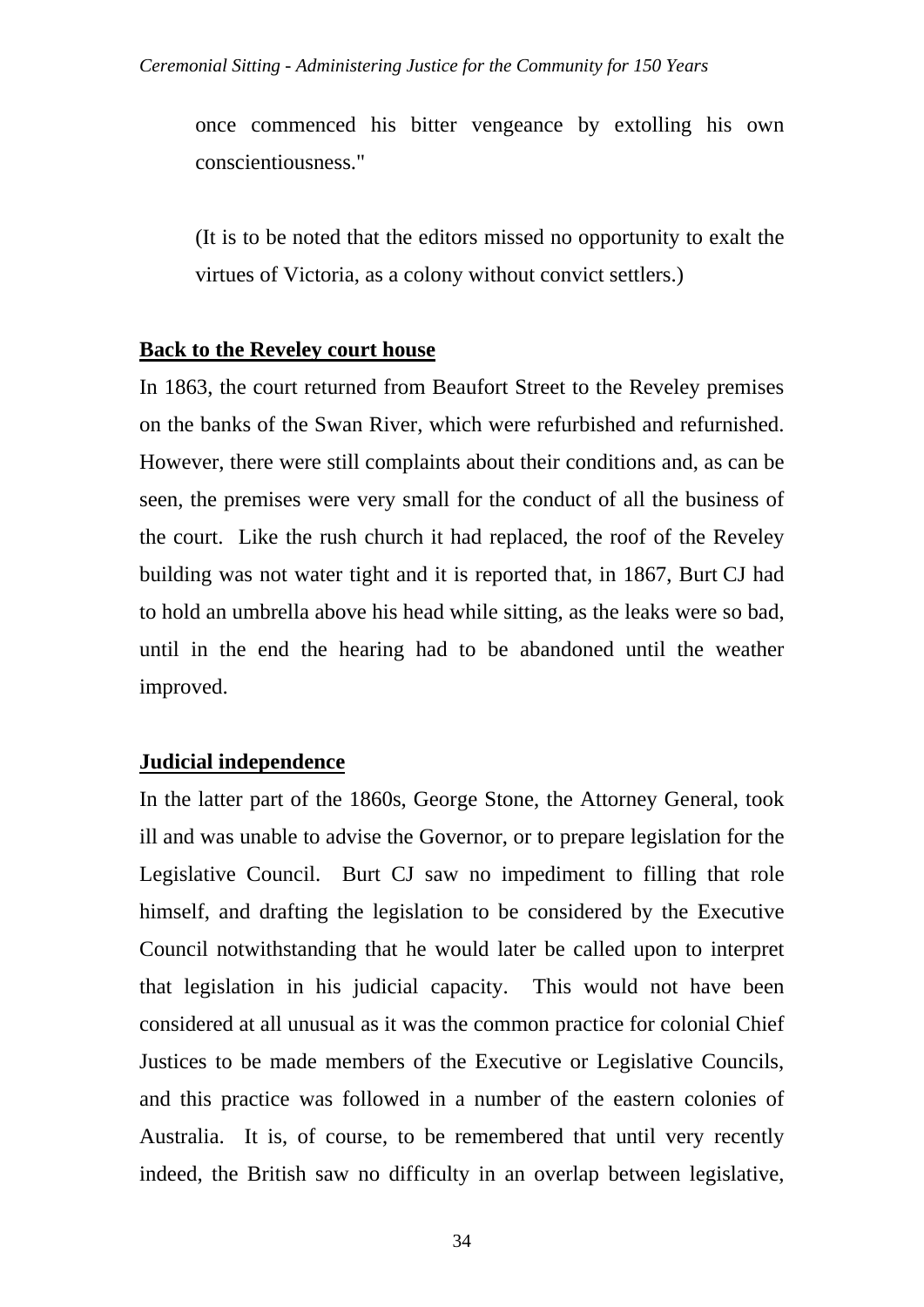once commenced his bitter vengeance by extolling his own conscientiousness."

(It is to be noted that the editors missed no opportunity to exalt the virtues of Victoria, as a colony without convict settlers.)

**Back to the Reveley court house**

In 1863, the court returned from Beaufort Street to the Reveley premises on the banks of the Swan River, which were refurbished and refurnished. However, there were still complaints about their conditions and, as can be seen, the premises were very small for the conduct of all the business of the court. Like the rush church it had replaced, the roof of the Reveley building was not water tight and it is reported that, in 1867, Burt CJ had to hold an umbrella above his head while sitting, as the leaks were so bad, until in the end the hearing had to be abandoned until the weather improved.

**Judicial independence**

In the latter part of the 1860s, George Stone, the Attorney General, took ill and was unable to advise the Governor, or to prepare legislation for the Legislative Council. Burt CJ saw no impediment to filling that role himself, and drafting the legislation to be considered by the Executive Council notwithstanding that he would later be called upon to interpret that legislation in his judicial capacity. This would not have been considered at all unusual as it was the common practice for colonial Chief Justices to be made members of the Executive or Legislative Councils, and this practice was followed in a number of the eastern colonies of Australia. It is, of course, to be remembered that until very recently indeed, the British saw no difficulty in an overlap between legislative,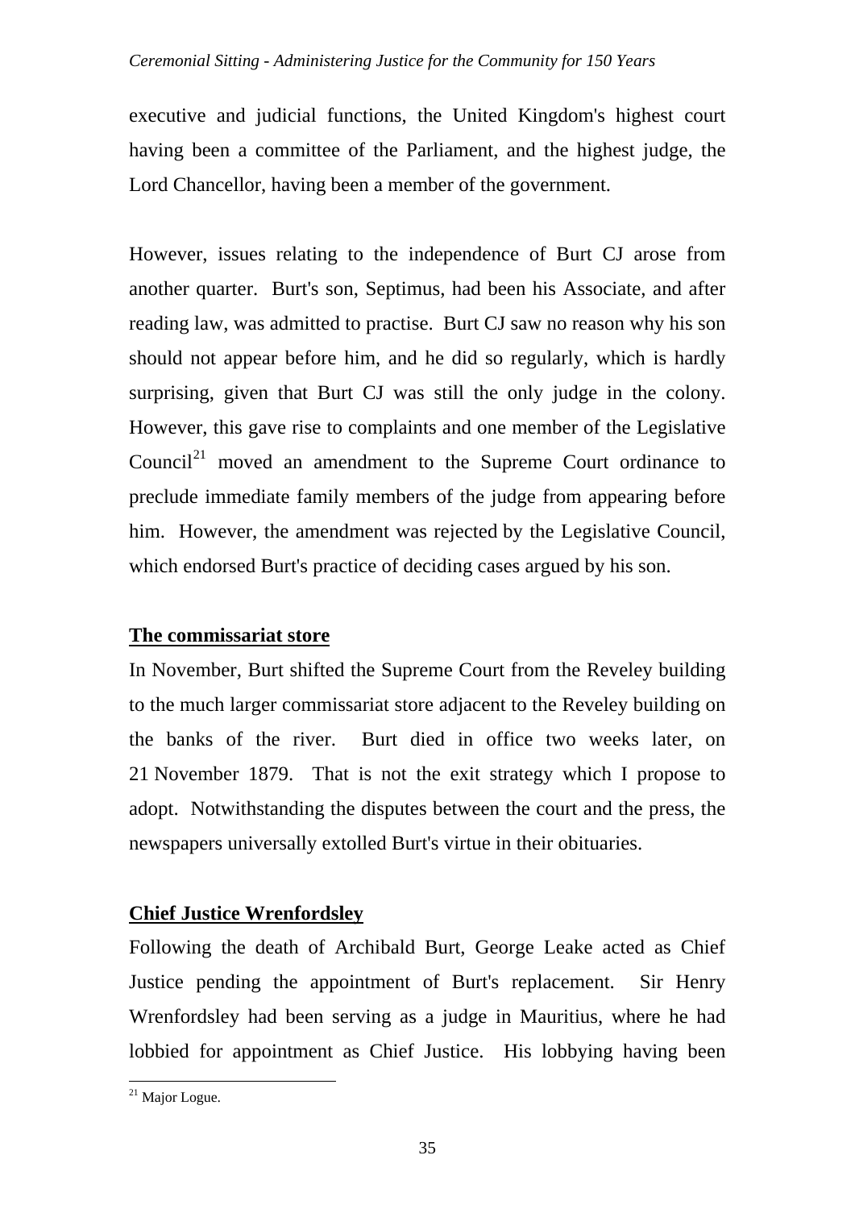executive and judicial functions, the United Kingdom's highest court having been a committee of the Parliament, and the highest judge, the Lord Chancellor, having been a member of the government.

However, issues relating to the independence of Burt CJ arose from another quarter. Burt's son, Septimus, had been his Associate, and after reading law, was admitted to practise. Burt CJ saw no reason why his son should not appear before him, and he did so regularly, which is hardly surprising, given that Burt CJ was still the only judge in the colony. However, this gave rise to complaints and one member of the Legislative Council[21] moved an amendment to the Supreme Court ordinance to preclude immediate family members of the judge from appearing before him. However, the amendment was rejected by the Legislative Council, which endorsed Burt's practice of deciding cases argued by his son.

## The commissariat store

In November, Burt shifted the Supreme Court from the Reveley building to the much larger commissariat store adjacent to the Reveley building on the banks of the river. Burt died in office two weeks later, on 21 November 1879. That is not the exit strategy which I propose to adopt. Notwithstanding the disputes between the court and the press, the newspapers universally extolled Burt's virtue in their obituaries.

## Chief Justice Wrenfordsley

Following the death of Archibald Burt, George Leake acted as Chief Justice pending the appointment of Burt's replacement. Sir Henry Wrenfordsley had been serving as a judge in Mauritius, where he had lobbied for appointment as Chief Justice. His lobbying having been

[21] Major Logue.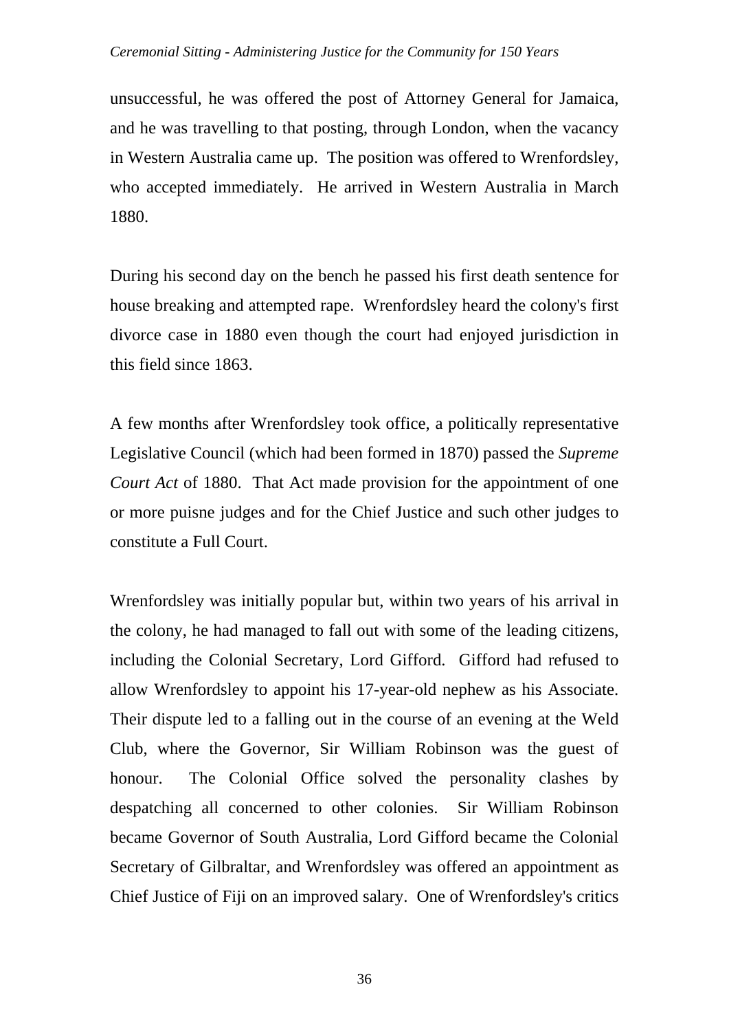unsuccessful, he was offered the post of Attorney General for Jamaica, and he was travelling to that posting, through London, when the vacancy in Western Australia came up. The position was offered to Wrenfordsley, who accepted immediately. He arrived in Western Australia in March 1880.

During his second day on the bench he passed his first death sentence for house breaking and attempted rape. Wrenfordsley heard the colony's first divorce case in 1880 even though the court had enjoyed jurisdiction in this field since 1863.

A few months after Wrenfordsley took office, a politically representative Legislative Council (which had been formed in 1870) passed the *Supreme Court Act* of 1880. That Act made provision for the appointment of one or more puisne judges and for the Chief Justice and such other judges to constitute a Full Court.

Wrenfordsley was initially popular but, within two years of his arrival in the colony, he had managed to fall out with some of the leading citizens, including the Colonial Secretary, Lord Gifford. Gifford had refused to allow Wrenfordsley to appoint his 17-year-old nephew as his Associate. Their dispute led to a falling out in the course of an evening at the Weld Club, where the Governor, Sir William Robinson was the guest of honour. The Colonial Office solved the personality clashes by despatching all concerned to other colonies. Sir William Robinson became Governor of South Australia, Lord Gifford became the Colonial Secretary of Gilbraltar, and Wrenfordsley was offered an appointment as Chief Justice of Fiji on an improved salary. One of Wrenfordsley's critics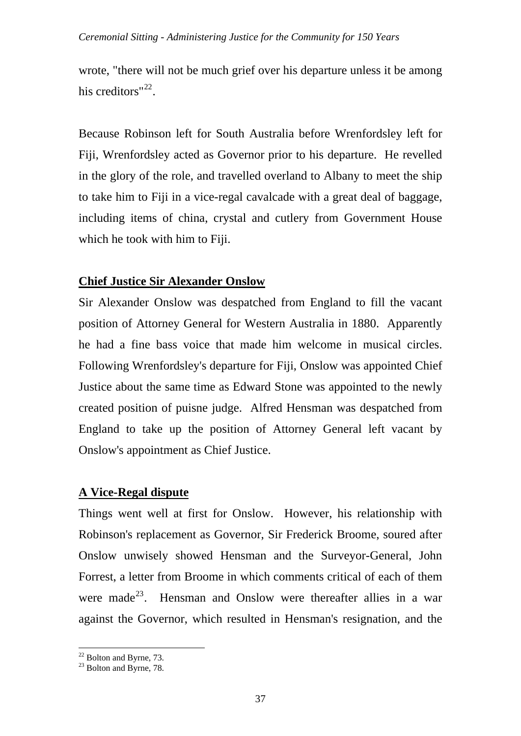wrote, "there will not be much grief over his departure unless it be among his creditors"[22].

Because Robinson left for South Australia before Wrenfordsley left for Fiji, Wrenfordsley acted as Governor prior to his departure. He revelled in the glory of the role, and travelled overland to Albany to meet the ship to take him to Fiji in a vice-regal cavalcade with a great deal of baggage, including items of china, crystal and cutlery from Government House which he took with him to Fiji.

## Chief Justice Sir Alexander Onslow

Sir Alexander Onslow was despatched from England to fill the vacant position of Attorney General for Western Australia in 1880. Apparently he had a fine bass voice that made him welcome in musical circles. Following Wrenfordsley's departure for Fiji, Onslow was appointed Chief Justice about the same time as Edward Stone was appointed to the newly created position of puisne judge. Alfred Hensman was despatched from England to take up the position of Attorney General left vacant by Onslow's appointment as Chief Justice.

## A Vice-Regal dispute

Things went well at first for Onslow. However, his relationship with Robinson's replacement as Governor, Sir Frederick Broome, soured after Onslow unwisely showed Hensman and the Surveyor-General, John Forrest, a letter from Broome in which comments critical of each of them were made[23]. Hensman and Onslow were thereafter allies in a war against the Governor, which resulted in Hensman's resignation, and the

[22] Bolton and Byrne, 73.
[23] Bolton and Byrne, 78.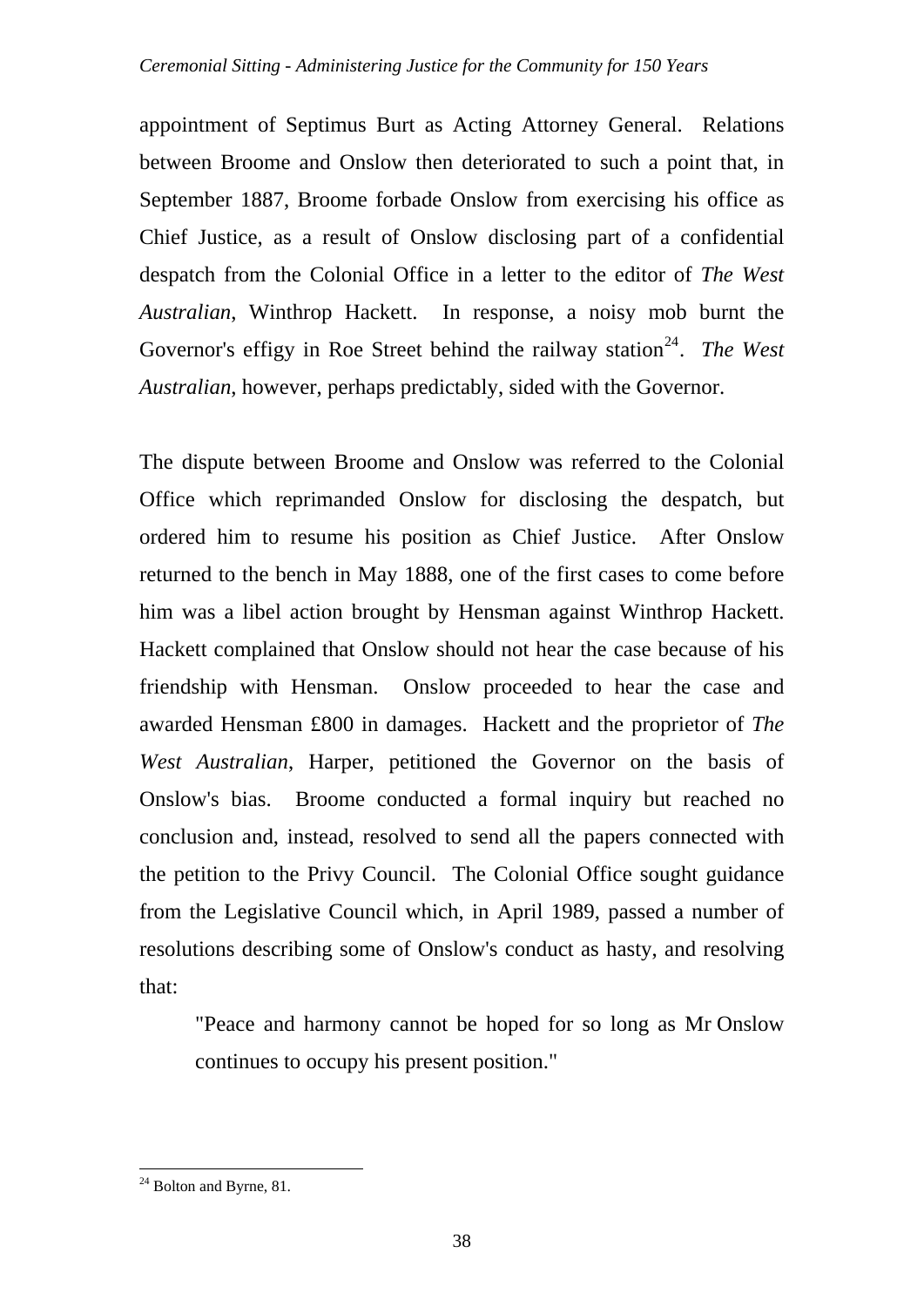appointment of Septimus Burt as Acting Attorney General. Relations between Broome and Onslow then deteriorated to such a point that, in September 1887, Broome forbade Onslow from exercising his office as Chief Justice, as a result of Onslow disclosing part of a confidential despatch from the Colonial Office in a letter to the editor of *The West Australian*, Winthrop Hackett. In response, a noisy mob burnt the Governor's effigy in Roe Street behind the railway station[24]. *The West Australian*, however, perhaps predictably, sided with the Governor.

The dispute between Broome and Onslow was referred to the Colonial Office which reprimanded Onslow for disclosing the despatch, but ordered him to resume his position as Chief Justice. After Onslow returned to the bench in May 1888, one of the first cases to come before him was a libel action brought by Hensman against Winthrop Hackett. Hackett complained that Onslow should not hear the case because of his friendship with Hensman. Onslow proceeded to hear the case and awarded Hensman £800 in damages. Hackett and the proprietor of *The West Australian*, Harper, petitioned the Governor on the basis of Onslow's bias. Broome conducted a formal inquiry but reached no conclusion and, instead, resolved to send all the papers connected with the petition to the Privy Council. The Colonial Office sought guidance from the Legislative Council which, in April 1989, passed a number of resolutions describing some of Onslow's conduct as hasty, and resolving that:

> "Peace and harmony cannot be hoped for so long as Mr Onslow continues to occupy his present position."

---

[24] Bolton and Byrne, 81.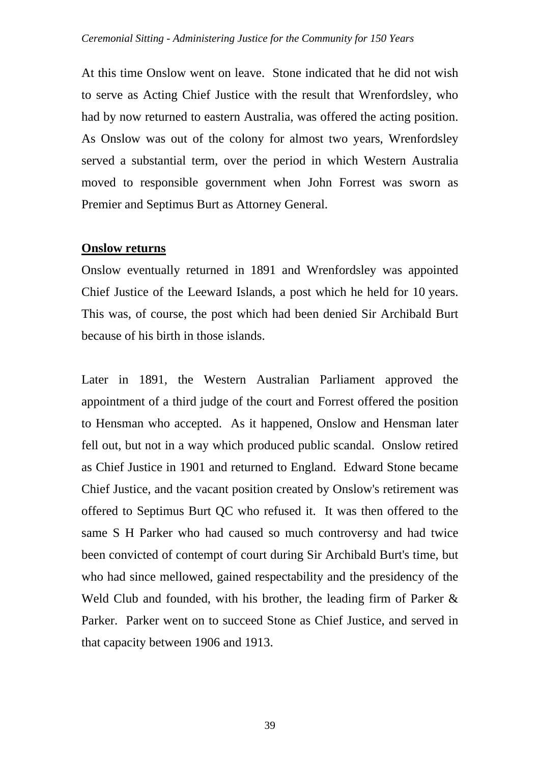At this time Onslow went on leave. Stone indicated that he did not wish to serve as Acting Chief Justice with the result that Wrenfordsley, who had by now returned to eastern Australia, was offered the acting position. As Onslow was out of the colony for almost two years, Wrenfordsley served a substantial term, over the period in which Western Australia moved to responsible government when John Forrest was sworn as Premier and Septimus Burt as Attorney General.

## Onslow returns

Onslow eventually returned in 1891 and Wrenfordsley was appointed Chief Justice of the Leeward Islands, a post which he held for 10 years. This was, of course, the post which had been denied Sir Archibald Burt because of his birth in those islands.

Later in 1891, the Western Australian Parliament approved the appointment of a third judge of the court and Forrest offered the position to Hensman who accepted. As it happened, Onslow and Hensman later fell out, but not in a way which produced public scandal. Onslow retired as Chief Justice in 1901 and returned to England. Edward Stone became Chief Justice, and the vacant position created by Onslow's retirement was offered to Septimus Burt QC who refused it. It was then offered to the same S H Parker who had caused so much controversy and had twice been convicted of contempt of court during Sir Archibald Burt's time, but who had since mellowed, gained respectability and the presidency of the Weld Club and founded, with his brother, the leading firm of Parker & Parker. Parker went on to succeed Stone as Chief Justice, and served in that capacity between 1906 and 1913.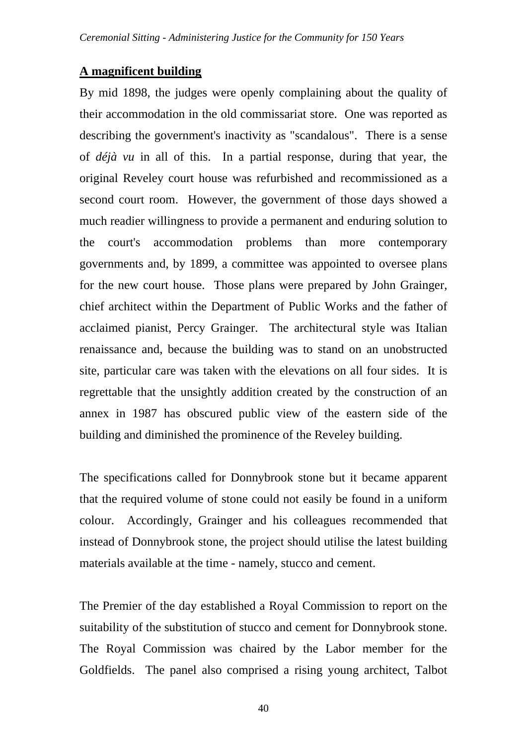## A magnificent building

By mid 1898, the judges were openly complaining about the quality of their accommodation in the old commissariat store. One was reported as describing the government's inactivity as "scandalous". There is a sense of *déjà vu* in all of this. In a partial response, during that year, the original Reveley court house was refurbished and recommissioned as a second court room. However, the government of those days showed a much readier willingness to provide a permanent and enduring solution to the court's accommodation problems than more contemporary governments and, by 1899, a committee was appointed to oversee plans for the new court house. Those plans were prepared by John Grainger, chief architect within the Department of Public Works and the father of acclaimed pianist, Percy Grainger. The architectural style was Italian renaissance and, because the building was to stand on an unobstructed site, particular care was taken with the elevations on all four sides. It is regrettable that the unsightly addition created by the construction of an annex in 1987 has obscured public view of the eastern side of the building and diminished the prominence of the Reveley building.

The specifications called for Donnybrook stone but it became apparent that the required volume of stone could not easily be found in a uniform colour. Accordingly, Grainger and his colleagues recommended that instead of Donnybrook stone, the project should utilise the latest building materials available at the time - namely, stucco and cement.

The Premier of the day established a Royal Commission to report on the suitability of the substitution of stucco and cement for Donnybrook stone. The Royal Commission was chaired by the Labor member for the Goldfields. The panel also comprised a rising young architect, Talbot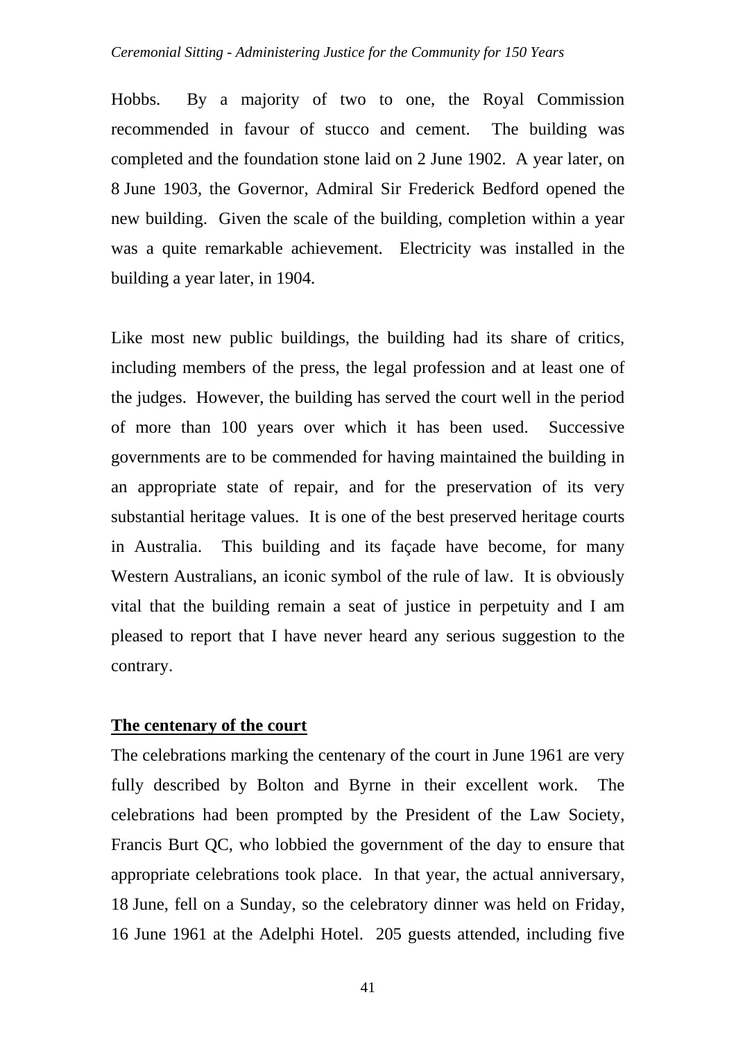Hobbs. By a majority of two to one, the Royal Commission recommended in favour of stucco and cement. The building was completed and the foundation stone laid on 2 June 1902. A year later, on 8 June 1903, the Governor, Admiral Sir Frederick Bedford opened the new building. Given the scale of the building, completion within a year was a quite remarkable achievement. Electricity was installed in the building a year later, in 1904.

Like most new public buildings, the building had its share of critics, including members of the press, the legal profession and at least one of the judges. However, the building has served the court well in the period of more than 100 years over which it has been used. Successive governments are to be commended for having maintained the building in an appropriate state of repair, and for the preservation of its very substantial heritage values. It is one of the best preserved heritage courts in Australia. This building and its façade have become, for many Western Australians, an iconic symbol of the rule of law. It is obviously vital that the building remain a seat of justice in perpetuity and I am pleased to report that I have never heard any serious suggestion to the contrary.

**The centenary of the court**

The celebrations marking the centenary of the court in June 1961 are very fully described by Bolton and Byrne in their excellent work. The celebrations had been prompted by the President of the Law Society, Francis Burt QC, who lobbied the government of the day to ensure that appropriate celebrations took place. In that year, the actual anniversary, 18 June, fell on a Sunday, so the celebratory dinner was held on Friday, 16 June 1961 at the Adelphi Hotel. 205 guests attended, including five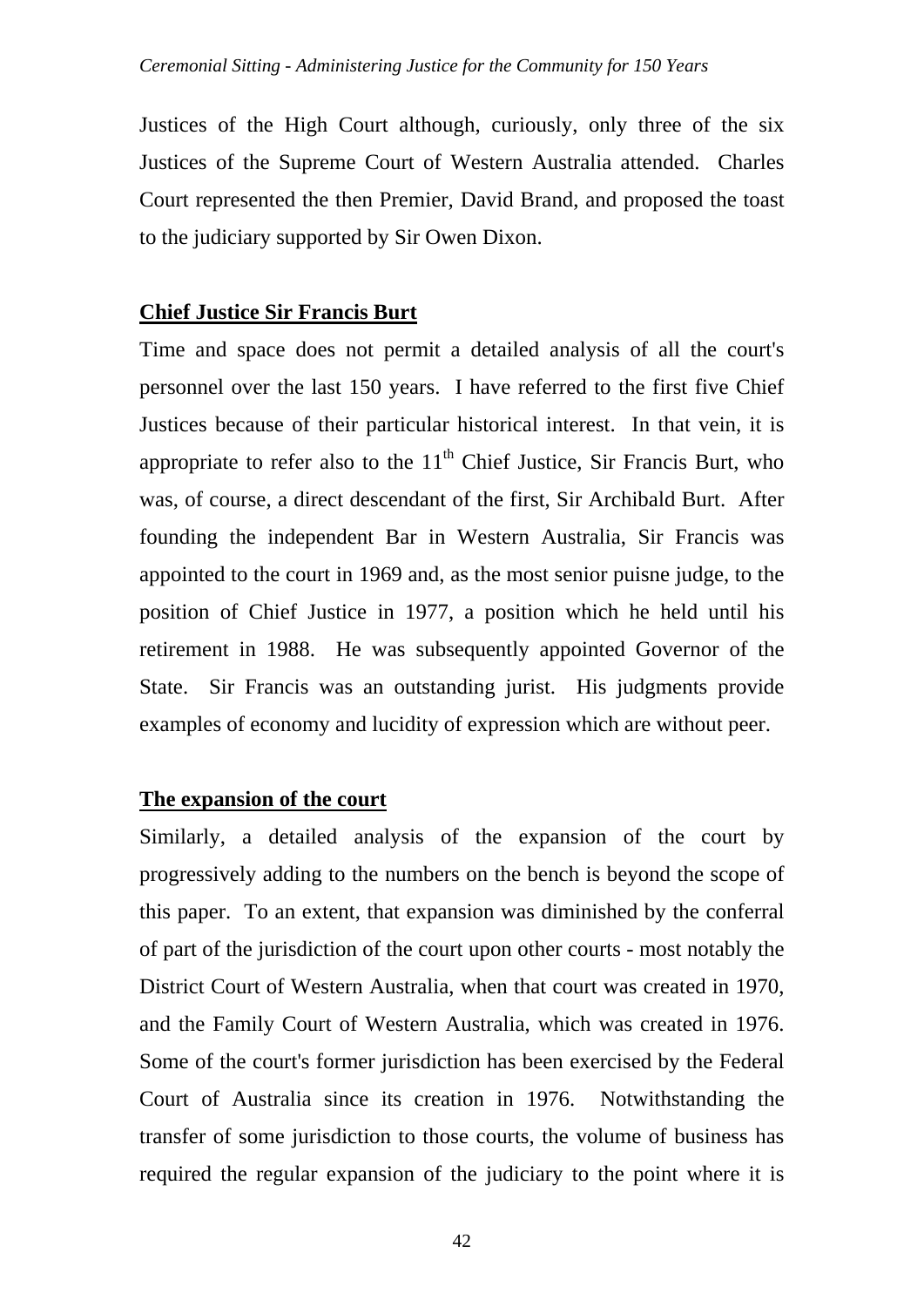Justices of the High Court although, curiously, only three of the six Justices of the Supreme Court of Western Australia attended. Charles Court represented the then Premier, David Brand, and proposed the toast to the judiciary supported by Sir Owen Dixon.

**Chief Justice Sir Francis Burt**

Time and space does not permit a detailed analysis of all the court's personnel over the last 150 years. I have referred to the first five Chief Justices because of their particular historical interest. In that vein, it is appropriate to refer also to the 11th Chief Justice, Sir Francis Burt, who was, of course, a direct descendant of the first, Sir Archibald Burt. After founding the independent Bar in Western Australia, Sir Francis was appointed to the court in 1969 and, as the most senior puisne judge, to the position of Chief Justice in 1977, a position which he held until his retirement in 1988. He was subsequently appointed Governor of the State. Sir Francis was an outstanding jurist. His judgments provide examples of economy and lucidity of expression which are without peer.

**The expansion of the court**

Similarly, a detailed analysis of the expansion of the court by progressively adding to the numbers on the bench is beyond the scope of this paper. To an extent, that expansion was diminished by the conferral of part of the jurisdiction of the court upon other courts - most notably the District Court of Western Australia, when that court was created in 1970, and the Family Court of Western Australia, which was created in 1976. Some of the court's former jurisdiction has been exercised by the Federal Court of Australia since its creation in 1976. Notwithstanding the transfer of some jurisdiction to those courts, the volume of business has required the regular expansion of the judiciary to the point where it is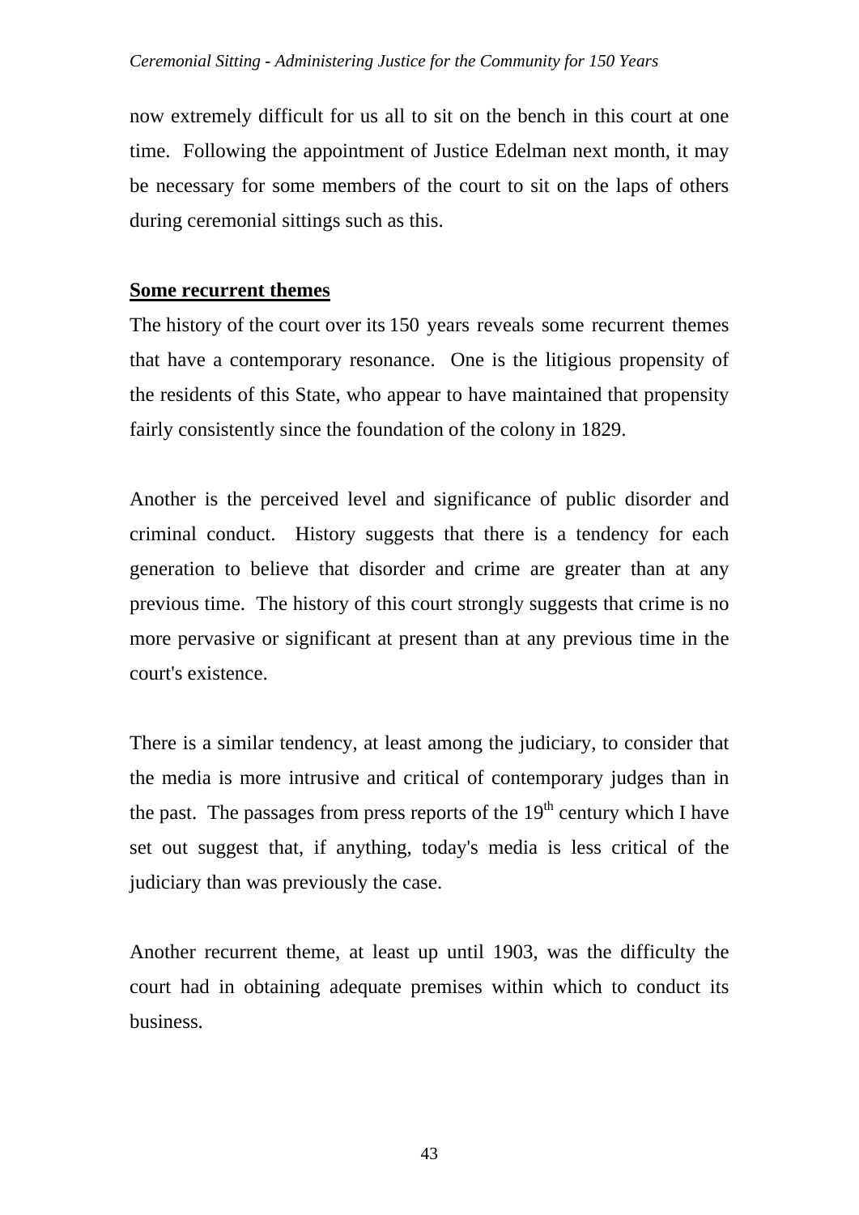now extremely difficult for us all to sit on the bench in this court at one time. Following the appointment of Justice Edelman next month, it may be necessary for some members of the court to sit on the laps of others during ceremonial sittings such as this.

## Some recurrent themes

The history of the court over its 150 years reveals some recurrent themes that have a contemporary resonance. One is the litigious propensity of the residents of this State, who appear to have maintained that propensity fairly consistently since the foundation of the colony in 1829.

Another is the perceived level and significance of public disorder and criminal conduct. History suggests that there is a tendency for each generation to believe that disorder and crime are greater than at any previous time. The history of this court strongly suggests that crime is no more pervasive or significant at present than at any previous time in the court's existence.

There is a similar tendency, at least among the judiciary, to consider that the media is more intrusive and critical of contemporary judges than in the past. The passages from press reports of the 19th century which I have set out suggest that, if anything, today's media is less critical of the judiciary than was previously the case.

Another recurrent theme, at least up until 1903, was the difficulty the court had in obtaining adequate premises within which to conduct its business.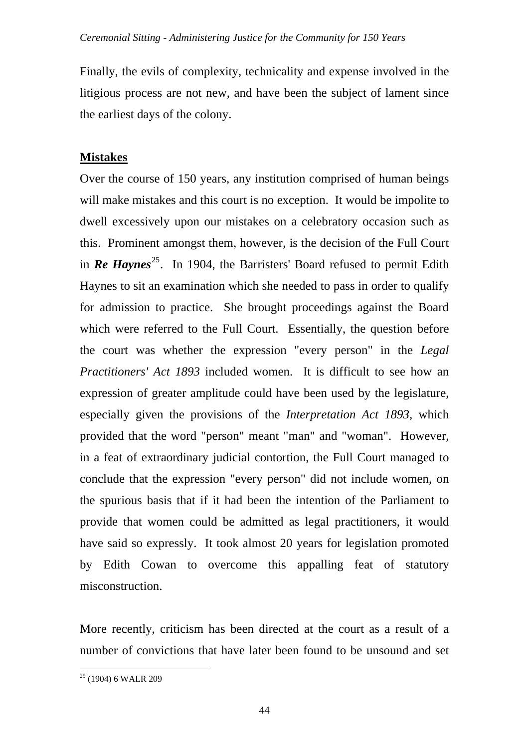Finally, the evils of complexity, technicality and expense involved in the litigious process are not new, and have been the subject of lament since the earliest days of the colony.

## Mistakes

Over the course of 150 years, any institution comprised of human beings will make mistakes and this court is no exception. It would be impolite to dwell excessively upon our mistakes on a celebratory occasion such as this. Prominent amongst them, however, is the decision of the Full Court in ***Re Haynes***[25]. In 1904, the Barristers' Board refused to permit Edith Haynes to sit an examination which she needed to pass in order to qualify for admission to practice. She brought proceedings against the Board which were referred to the Full Court. Essentially, the question before the court was whether the expression "every person" in the *Legal Practitioners' Act 1893* included women. It is difficult to see how an expression of greater amplitude could have been used by the legislature, especially given the provisions of the *Interpretation Act 1893*, which provided that the word "person" meant "man" and "woman". However, in a feat of extraordinary judicial contortion, the Full Court managed to conclude that the expression "every person" did not include women, on the spurious basis that if it had been the intention of the Parliament to provide that women could be admitted as legal practitioners, it would have said so expressly. It took almost 20 years for legislation promoted by Edith Cowan to overcome this appalling feat of statutory misconstruction.

More recently, criticism has been directed at the court as a result of a number of convictions that have later been found to be unsound and set

[25] (1904) 6 WALR 209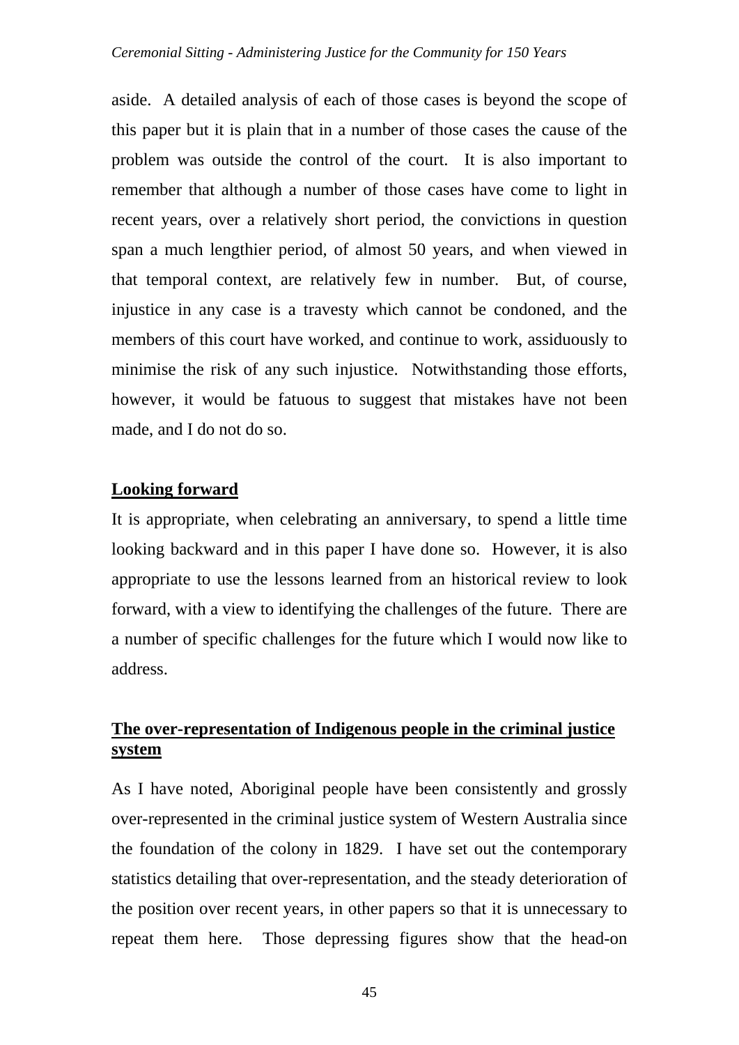aside. A detailed analysis of each of those cases is beyond the scope of this paper but it is plain that in a number of those cases the cause of the problem was outside the control of the court. It is also important to remember that although a number of those cases have come to light in recent years, over a relatively short period, the convictions in question span a much lengthier period, of almost 50 years, and when viewed in that temporal context, are relatively few in number. But, of course, injustice in any case is a travesty which cannot be condoned, and the members of this court have worked, and continue to work, assiduously to minimise the risk of any such injustice. Notwithstanding those efforts, however, it would be fatuous to suggest that mistakes have not been made, and I do not do so.

## Looking forward

It is appropriate, when celebrating an anniversary, to spend a little time looking backward and in this paper I have done so. However, it is also appropriate to use the lessons learned from an historical review to look forward, with a view to identifying the challenges of the future. There are a number of specific challenges for the future which I would now like to address.

## The over-representation of Indigenous people in the criminal justice system

As I have noted, Aboriginal people have been consistently and grossly over-represented in the criminal justice system of Western Australia since the foundation of the colony in 1829. I have set out the contemporary statistics detailing that over-representation, and the steady deterioration of the position over recent years, in other papers so that it is unnecessary to repeat them here. Those depressing figures show that the head-on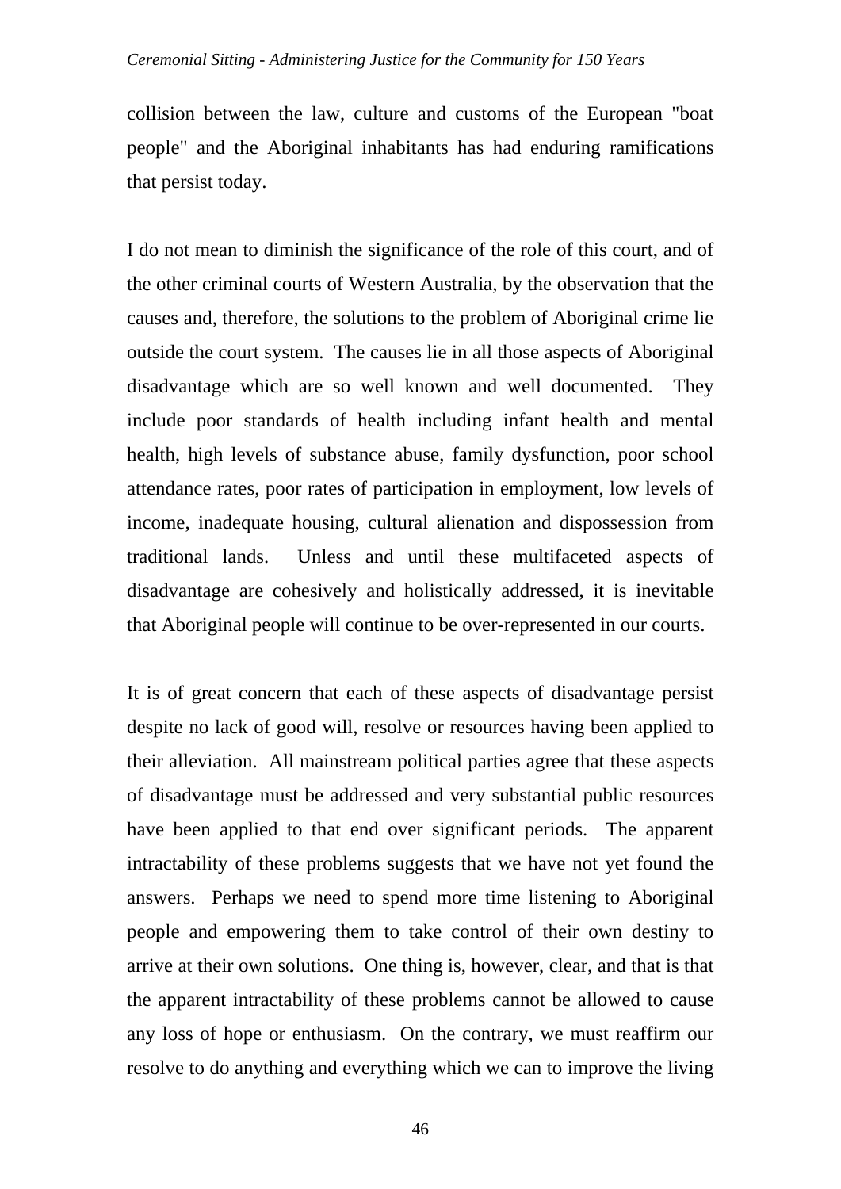collision between the law, culture and customs of the European "boat people" and the Aboriginal inhabitants has had enduring ramifications that persist today.

I do not mean to diminish the significance of the role of this court, and of the other criminal courts of Western Australia, by the observation that the causes and, therefore, the solutions to the problem of Aboriginal crime lie outside the court system. The causes lie in all those aspects of Aboriginal disadvantage which are so well known and well documented. They include poor standards of health including infant health and mental health, high levels of substance abuse, family dysfunction, poor school attendance rates, poor rates of participation in employment, low levels of income, inadequate housing, cultural alienation and dispossession from traditional lands. Unless and until these multifaceted aspects of disadvantage are cohesively and holistically addressed, it is inevitable that Aboriginal people will continue to be over-represented in our courts.

It is of great concern that each of these aspects of disadvantage persist despite no lack of good will, resolve or resources having been applied to their alleviation. All mainstream political parties agree that these aspects of disadvantage must be addressed and very substantial public resources have been applied to that end over significant periods. The apparent intractability of these problems suggests that we have not yet found the answers. Perhaps we need to spend more time listening to Aboriginal people and empowering them to take control of their own destiny to arrive at their own solutions. One thing is, however, clear, and that is that the apparent intractability of these problems cannot be allowed to cause any loss of hope or enthusiasm. On the contrary, we must reaffirm our resolve to do anything and everything which we can to improve the living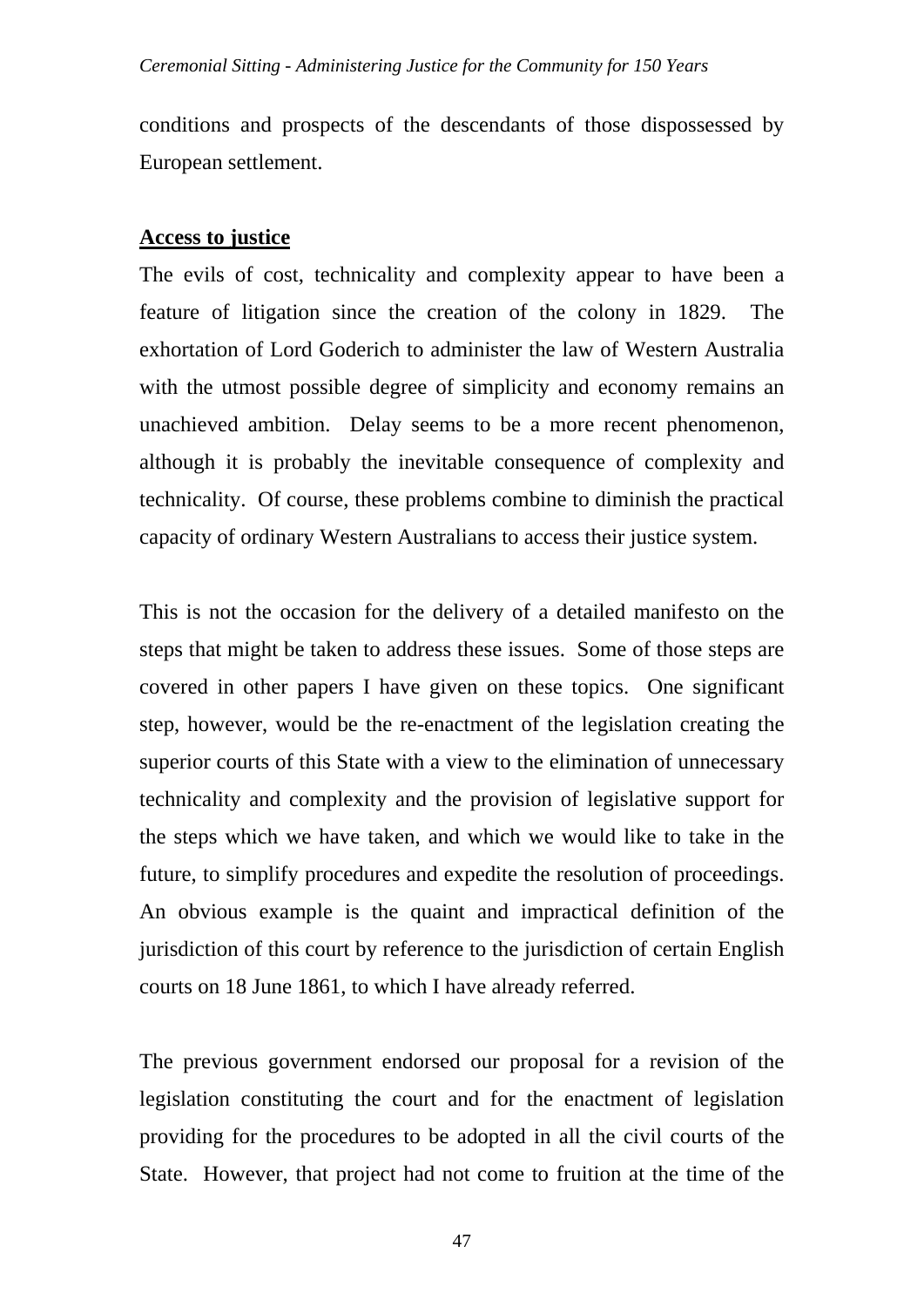conditions and prospects of the descendants of those dispossessed by European settlement.

**Access to justice**

The evils of cost, technicality and complexity appear to have been a feature of litigation since the creation of the colony in 1829. The exhortation of Lord Goderich to administer the law of Western Australia with the utmost possible degree of simplicity and economy remains an unachieved ambition. Delay seems to be a more recent phenomenon, although it is probably the inevitable consequence of complexity and technicality. Of course, these problems combine to diminish the practical capacity of ordinary Western Australians to access their justice system.

This is not the occasion for the delivery of a detailed manifesto on the steps that might be taken to address these issues. Some of those steps are covered in other papers I have given on these topics. One significant step, however, would be the re-enactment of the legislation creating the superior courts of this State with a view to the elimination of unnecessary technicality and complexity and the provision of legislative support for the steps which we have taken, and which we would like to take in the future, to simplify procedures and expedite the resolution of proceedings. An obvious example is the quaint and impractical definition of the jurisdiction of this court by reference to the jurisdiction of certain English courts on 18 June 1861, to which I have already referred.

The previous government endorsed our proposal for a revision of the legislation constituting the court and for the enactment of legislation providing for the procedures to be adopted in all the civil courts of the State. However, that project had not come to fruition at the time of the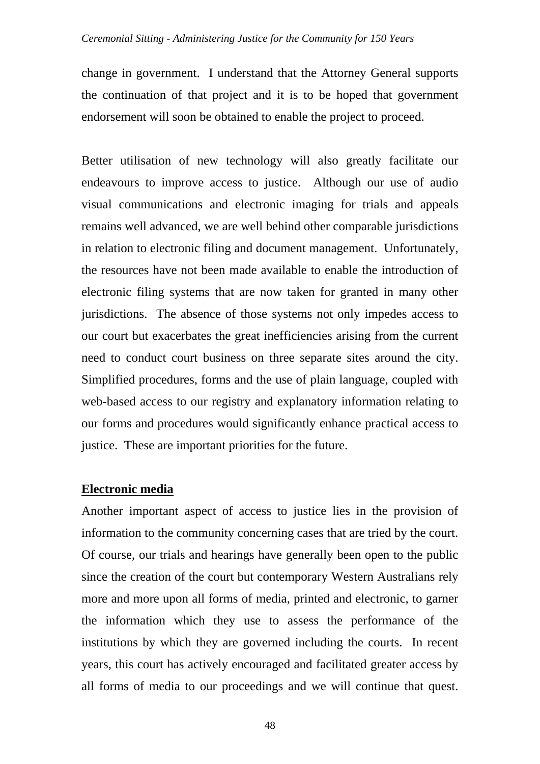change in government. I understand that the Attorney General supports the continuation of that project and it is to be hoped that government endorsement will soon be obtained to enable the project to proceed.

Better utilisation of new technology will also greatly facilitate our endeavours to improve access to justice. Although our use of audio visual communications and electronic imaging for trials and appeals remains well advanced, we are well behind other comparable jurisdictions in relation to electronic filing and document management. Unfortunately, the resources have not been made available to enable the introduction of electronic filing systems that are now taken for granted in many other jurisdictions. The absence of those systems not only impedes access to our court but exacerbates the great inefficiencies arising from the current need to conduct court business on three separate sites around the city. Simplified procedures, forms and the use of plain language, coupled with web-based access to our registry and explanatory information relating to our forms and procedures would significantly enhance practical access to justice. These are important priorities for the future.

## Electronic media

Another important aspect of access to justice lies in the provision of information to the community concerning cases that are tried by the court. Of course, our trials and hearings have generally been open to the public since the creation of the court but contemporary Western Australians rely more and more upon all forms of media, printed and electronic, to garner the information which they use to assess the performance of the institutions by which they are governed including the courts. In recent years, this court has actively encouraged and facilitated greater access by all forms of media to our proceedings and we will continue that quest.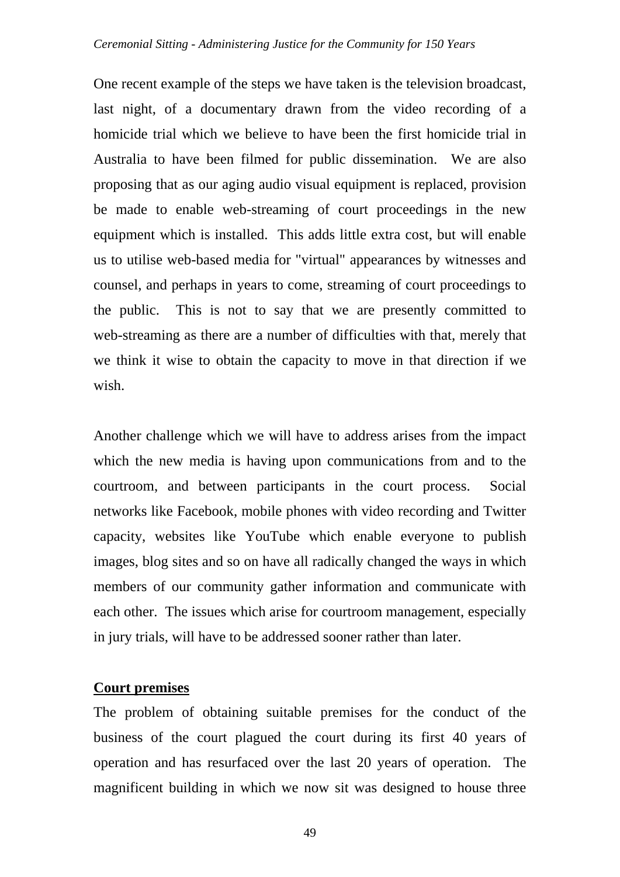One recent example of the steps we have taken is the television broadcast, last night, of a documentary drawn from the video recording of a homicide trial which we believe to have been the first homicide trial in Australia to have been filmed for public dissemination. We are also proposing that as our aging audio visual equipment is replaced, provision be made to enable web-streaming of court proceedings in the new equipment which is installed. This adds little extra cost, but will enable us to utilise web-based media for "virtual" appearances by witnesses and counsel, and perhaps in years to come, streaming of court proceedings to the public. This is not to say that we are presently committed to web-streaming as there are a number of difficulties with that, merely that we think it wise to obtain the capacity to move in that direction if we wish.

Another challenge which we will have to address arises from the impact which the new media is having upon communications from and to the courtroom, and between participants in the court process. Social networks like Facebook, mobile phones with video recording and Twitter capacity, websites like YouTube which enable everyone to publish images, blog sites and so on have all radically changed the ways in which members of our community gather information and communicate with each other. The issues which arise for courtroom management, especially in jury trials, will have to be addressed sooner rather than later.

## Court premises

The problem of obtaining suitable premises for the conduct of the business of the court plagued the court during its first 40 years of operation and has resurfaced over the last 20 years of operation. The magnificent building in which we now sit was designed to house three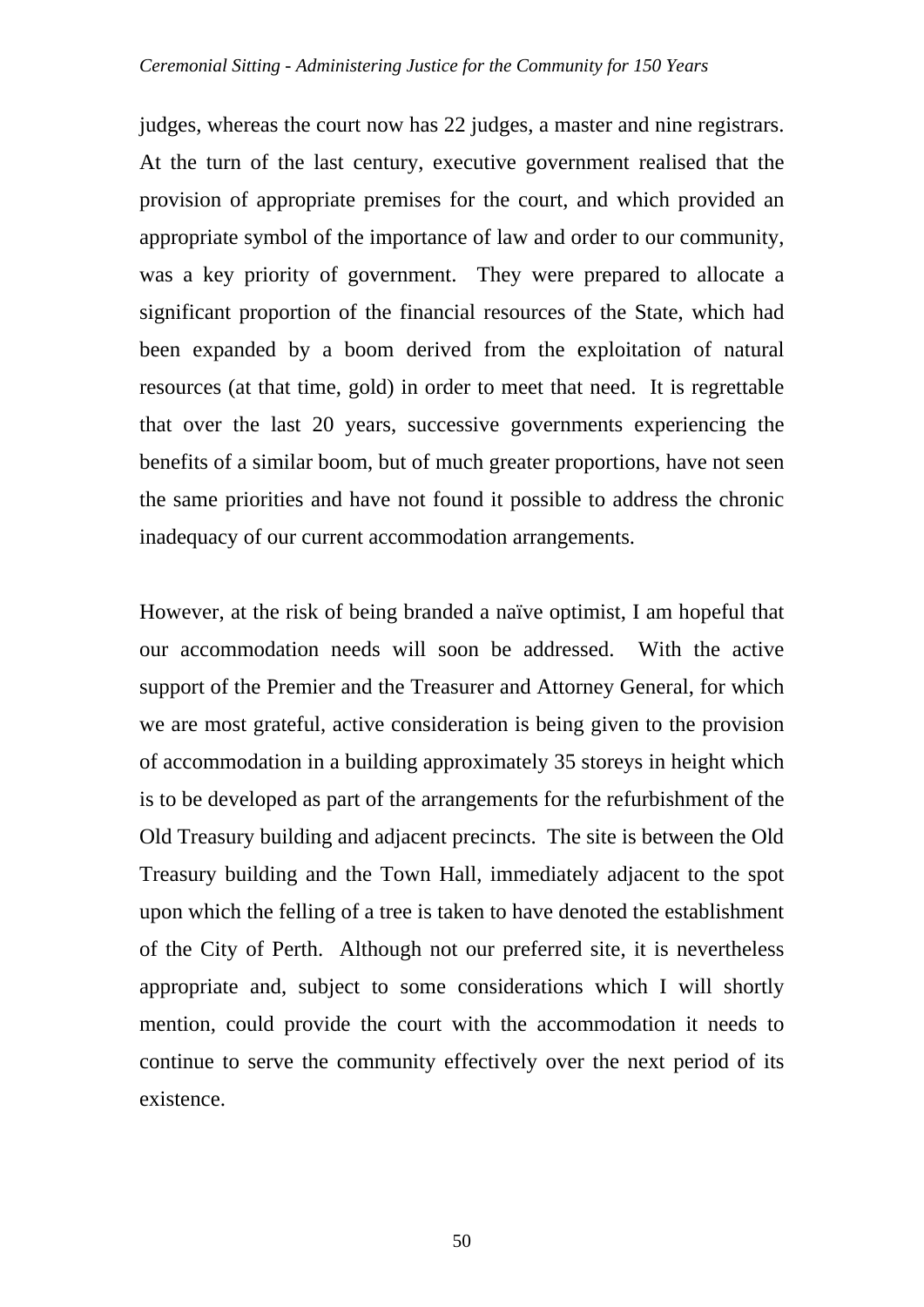judges, whereas the court now has 22 judges, a master and nine registrars. At the turn of the last century, executive government realised that the provision of appropriate premises for the court, and which provided an appropriate symbol of the importance of law and order to our community, was a key priority of government. They were prepared to allocate a significant proportion of the financial resources of the State, which had been expanded by a boom derived from the exploitation of natural resources (at that time, gold) in order to meet that need. It is regrettable that over the last 20 years, successive governments experiencing the benefits of a similar boom, but of much greater proportions, have not seen the same priorities and have not found it possible to address the chronic inadequacy of our current accommodation arrangements.

However, at the risk of being branded a naïve optimist, I am hopeful that our accommodation needs will soon be addressed. With the active support of the Premier and the Treasurer and Attorney General, for which we are most grateful, active consideration is being given to the provision of accommodation in a building approximately 35 storeys in height which is to be developed as part of the arrangements for the refurbishment of the Old Treasury building and adjacent precincts. The site is between the Old Treasury building and the Town Hall, immediately adjacent to the spot upon which the felling of a tree is taken to have denoted the establishment of the City of Perth. Although not our preferred site, it is nevertheless appropriate and, subject to some considerations which I will shortly mention, could provide the court with the accommodation it needs to continue to serve the community effectively over the next period of its existence.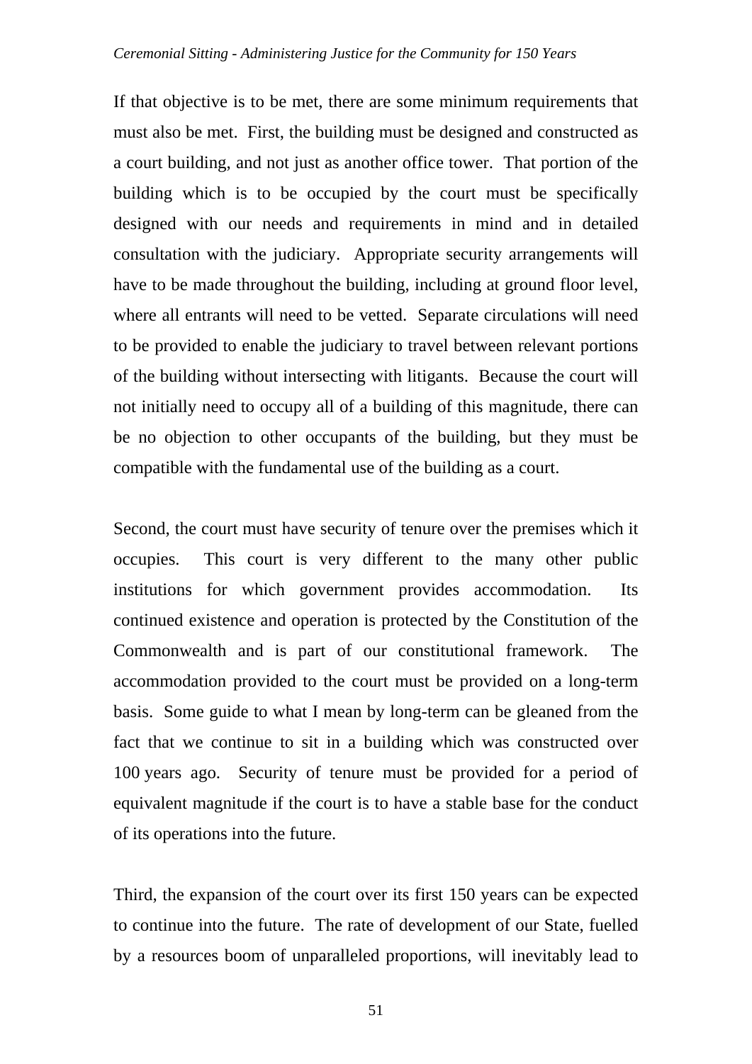If that objective is to be met, there are some minimum requirements that must also be met. First, the building must be designed and constructed as a court building, and not just as another office tower. That portion of the building which is to be occupied by the court must be specifically designed with our needs and requirements in mind and in detailed consultation with the judiciary. Appropriate security arrangements will have to be made throughout the building, including at ground floor level, where all entrants will need to be vetted. Separate circulations will need to be provided to enable the judiciary to travel between relevant portions of the building without intersecting with litigants. Because the court will not initially need to occupy all of a building of this magnitude, there can be no objection to other occupants of the building, but they must be compatible with the fundamental use of the building as a court.

Second, the court must have security of tenure over the premises which it occupies. This court is very different to the many other public institutions for which government provides accommodation. Its continued existence and operation is protected by the Constitution of the Commonwealth and is part of our constitutional framework. The accommodation provided to the court must be provided on a long-term basis. Some guide to what I mean by long-term can be gleaned from the fact that we continue to sit in a building which was constructed over 100 years ago. Security of tenure must be provided for a period of equivalent magnitude if the court is to have a stable base for the conduct of its operations into the future.

Third, the expansion of the court over its first 150 years can be expected to continue into the future. The rate of development of our State, fuelled by a resources boom of unparalleled proportions, will inevitably lead to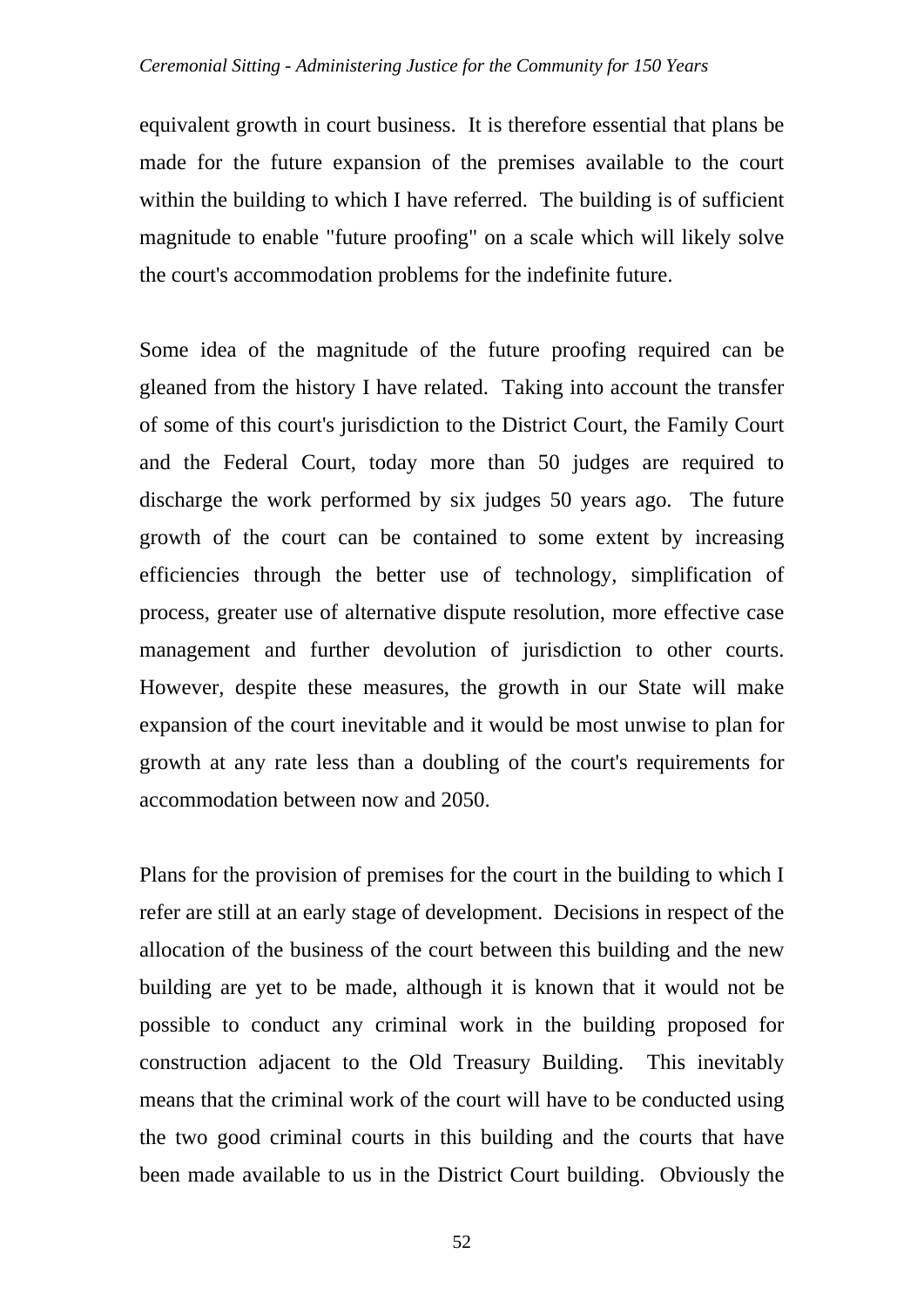equivalent growth in court business. It is therefore essential that plans be made for the future expansion of the premises available to the court within the building to which I have referred. The building is of sufficient magnitude to enable "future proofing" on a scale which will likely solve the court's accommodation problems for the indefinite future.

Some idea of the magnitude of the future proofing required can be gleaned from the history I have related. Taking into account the transfer of some of this court's jurisdiction to the District Court, the Family Court and the Federal Court, today more than 50 judges are required to discharge the work performed by six judges 50 years ago. The future growth of the court can be contained to some extent by increasing efficiencies through the better use of technology, simplification of process, greater use of alternative dispute resolution, more effective case management and further devolution of jurisdiction to other courts. However, despite these measures, the growth in our State will make expansion of the court inevitable and it would be most unwise to plan for growth at any rate less than a doubling of the court's requirements for accommodation between now and 2050.

Plans for the provision of premises for the court in the building to which I refer are still at an early stage of development. Decisions in respect of the allocation of the business of the court between this building and the new building are yet to be made, although it is known that it would not be possible to conduct any criminal work in the building proposed for construction adjacent to the Old Treasury Building. This inevitably means that the criminal work of the court will have to be conducted using the two good criminal courts in this building and the courts that have been made available to us in the District Court building. Obviously the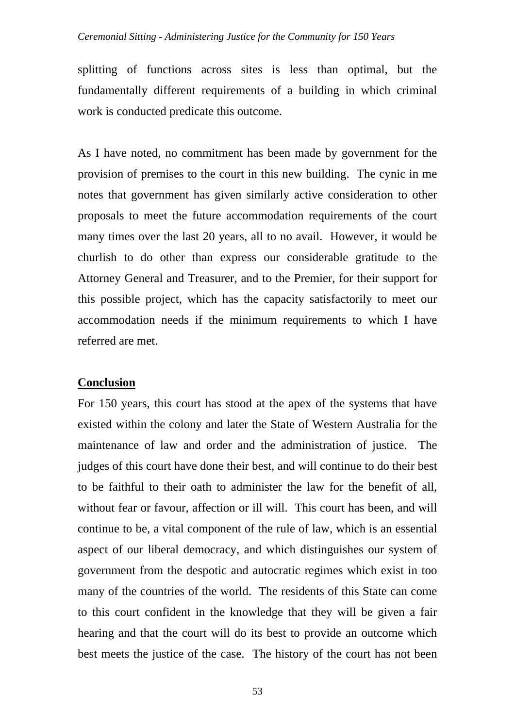splitting of functions across sites is less than optimal, but the fundamentally different requirements of a building in which criminal work is conducted predicate this outcome.

As I have noted, no commitment has been made by government for the provision of premises to the court in this new building. The cynic in me notes that government has given similarly active consideration to other proposals to meet the future accommodation requirements of the court many times over the last 20 years, all to no avail. However, it would be churlish to do other than express our considerable gratitude to the Attorney General and Treasurer, and to the Premier, for their support for this possible project, which has the capacity satisfactorily to meet our accommodation needs if the minimum requirements to which I have referred are met.

## Conclusion

For 150 years, this court has stood at the apex of the systems that have existed within the colony and later the State of Western Australia for the maintenance of law and order and the administration of justice. The judges of this court have done their best, and will continue to do their best to be faithful to their oath to administer the law for the benefit of all, without fear or favour, affection or ill will. This court has been, and will continue to be, a vital component of the rule of law, which is an essential aspect of our liberal democracy, and which distinguishes our system of government from the despotic and autocratic regimes which exist in too many of the countries of the world. The residents of this State can come to this court confident in the knowledge that they will be given a fair hearing and that the court will do its best to provide an outcome which best meets the justice of the case. The history of the court has not been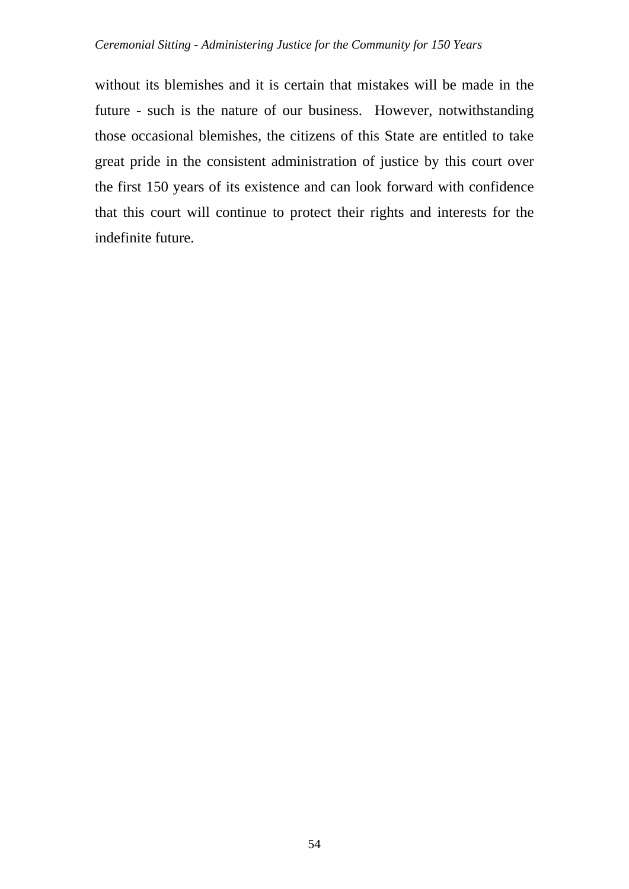without its blemishes and it is certain that mistakes will be made in the future - such is the nature of our business. However, notwithstanding those occasional blemishes, the citizens of this State are entitled to take great pride in the consistent administration of justice by this court over the first 150 years of its existence and can look forward with confidence that this court will continue to protect their rights and interests for the indefinite future.